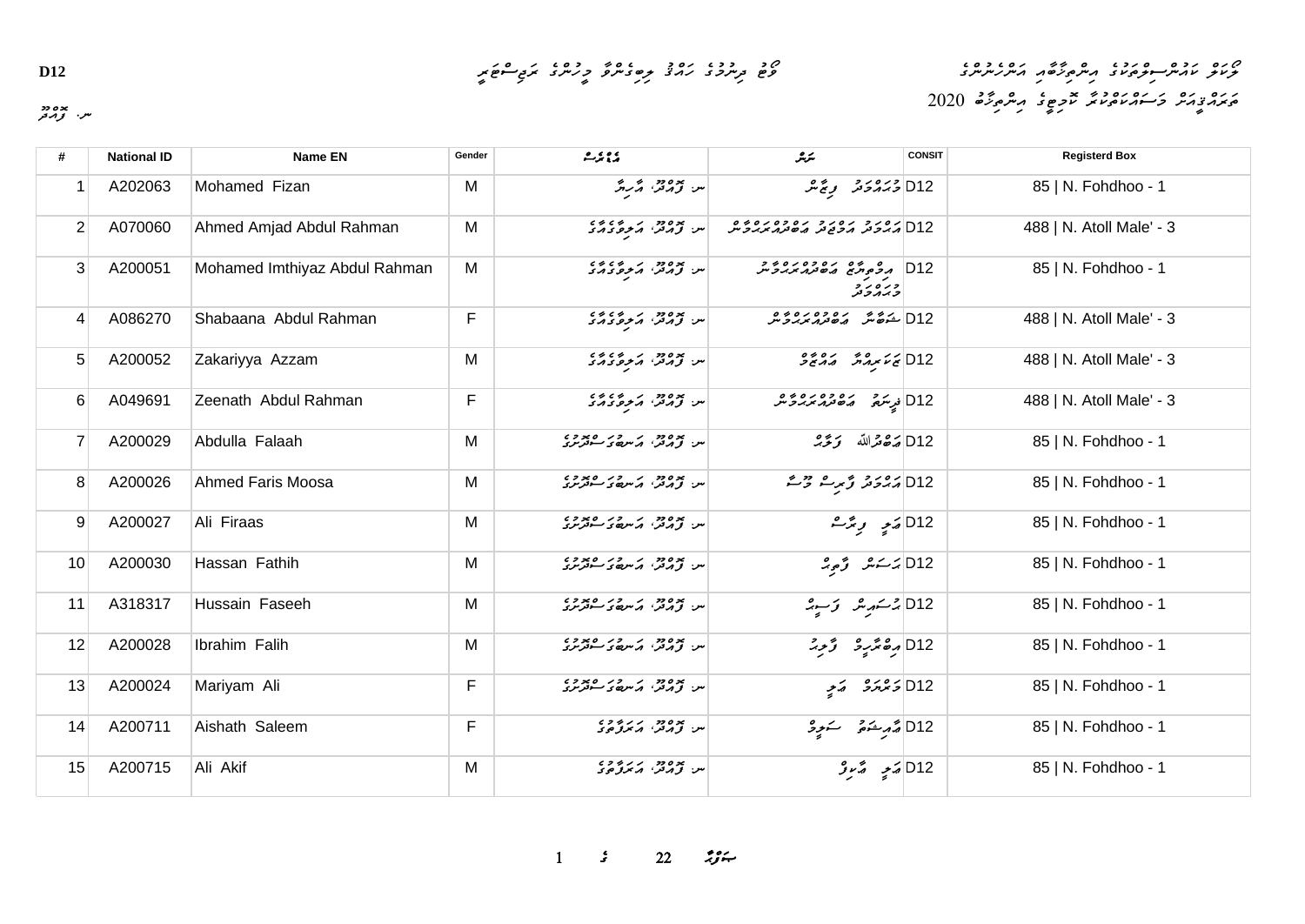ޕާޓީތަކުން ސިޔާސީ ޕާޓީތަކުގެ އިންތިޚާބާއި އަންހެނުންގެ ވޯޓު ލިސްޓް 2020 D12

| # | National ID | Name EN | Gender | ޖެންޑަރ | ނަން | CONSIT | Registerd Box |
|---|---|---|---|---|---|---|---|
| 1 | A202063 | Mohamed Fizan | M | ނ. ފޮދްދޫ، އާހިލާ | މުހައްމަދު ފިޒާން | D12 | 85 \| N. Fohdhoo - 1 |
| 2 | A070060 | Ahmed Amjad Abdul Rahman | M | ނ. ފޮދްދޫ، އަލިވާގެއާގެ | އަހްމަދު އަމްޖަދު އަބްދުއްރަޙްމާން | D12 | 488 \| N. Atoll Male' - 3 |
| 3 | A200051 | Mohamed Imthiyaz Abdul Rahman | M | ނ. ފޮދްދޫ، އަލިވާގެއާގެ | އިމްތިޔާޒް އަބްދުއްރަޙްމާން މުހައްމަދު | D12 | 85 \| N. Fohdhoo - 1 |
| 4 | A086270 | Shabaana Abdul Rahman | F | ނ. ފޮދްދޫ، އަލިވާގެއާގެ | ޝަބާނާ އަބްދުއްރަޙްމާން | D12 | 488 \| N. Atoll Male' - 3 |
| 5 | A200052 | Zakariyya Azzam | M | ނ. ފޮދްދޫ، އަލިވާގެއާގެ | ޒަކަރިއްޔާ އައްޒާމް | D12 | 488 \| N. Atoll Male' - 3 |
| 6 | A049691 | Zeenath Abdul Rahman | F | ނ. ފޮދްދޫ، އަލިވާގެއާގެ | ޒީނަތު އަބްދުއްރަޙްމާން | D12 | 488 \| N. Atoll Male' - 3 |
| 7 | A200029 | Abdulla Falaah | M | ނ. ފޮދްދޫ، އަސަރުގެ ސޯދާވީގެ | އަބްދުﷲ ފަލާޙް | D12 | 85 \| N. Fohdhoo - 1 |
| 8 | A200026 | Ahmed Faris Moosa | M | ނ. ފޮދްދޫ، އަސަރުގެ ސޯދާވީގެ | އަހްމަދު ފާރިސް މޫސާ | D12 | 85 \| N. Fohdhoo - 1 |
| 9 | A200027 | Ali Firaas | M | ނ. ފޮދްދޫ، އަސަރުގެ ސޯދާވީގެ | އަލި ފިރާސް | D12 | 85 \| N. Fohdhoo - 1 |
| 10 | A200030 | Hassan Fathih | M | ނ. ފޮދްދޫ، އަސަރުގެ ސޯދާވީގެ | ހަސަން ފާތިޙް | D12 | 85 \| N. Fohdhoo - 1 |
| 11 | A318317 | Hussain Faseeh | M | ނ. ފޮދްދޫ، އަސަރުގެ ސޯދާވީގެ | ހުސައިން ފަސީޙް | D12 | 85 \| N. Fohdhoo - 1 |
| 12 | A200028 | Ibrahim Falih | M | ނ. ފޮދްދޫ، އަސަރުގެ ސޯދާވީގެ | އިބްރާހީމް ފާލިޙް | D12 | 85 \| N. Fohdhoo - 1 |
| 13 | A200024 | Mariyam Ali | F | ނ. ފޮދްދޫ، އަސަރުގެ ސޯދާވީގެ | މަރިޔަމް އަލި | D12 | 85 \| N. Fohdhoo - 1 |
| 14 | A200711 | Aishath Saleem | F | ނ. ފޮދްދޫ، އަރަލިވާގެ | އާއިޝަތު ސަލީމް | D12 | 85 \| N. Fohdhoo - 1 |
| 15 | A200715 | Ali Akif | M | ނ. ފޮދްދޫ، އަރަލިވާގެ | އަލި އާކިފް | D12 | 85 \| N. Fohdhoo - 1 |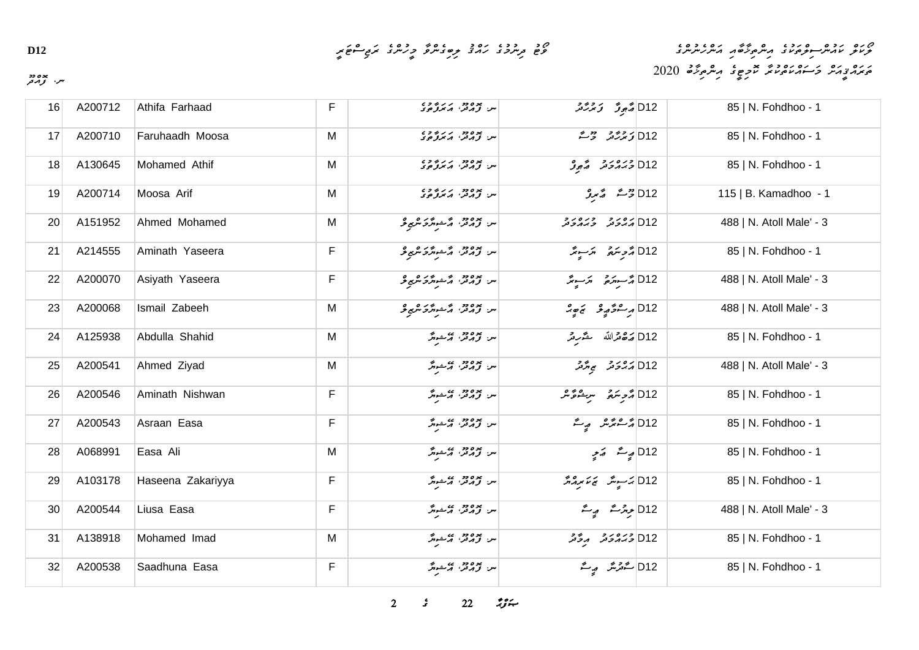| 16 | A200712 | Athifa Farhaad | F | ނ. ފޮއްދޫ، އަރަފާތުގެ | D12 އާތިފާ ފަރުހާދު | 85 \| N. Fohdhoo - 1 |
|---|---|---|---|---|---|---|
| 17 | A200710 | Faruhaadh Moosa | M | ނ. ފޮއްދޫ، އަރަފާތުގެ | D12 ފަރުހާދު މޫސާ | 85 \| N. Fohdhoo - 1 |
| 18 | A130645 | Mohamed Athif | M | ނ. ފޮއްދޫ، އަރަފާތުގެ | D12 މުޙައްމަދު އާތިފު | 85 \| N. Fohdhoo - 1 |
| 19 | A200714 | Moosa Arif | M | ނ. ފޮއްދޫ، އަރަފާތުގެ | D12 މޫސާ އާރިފު | 115 \| B. Kamadhoo - 1 |
| 20 | A151952 | Ahmed Mohamed | M | ނ. ފޮއްދޫ، އާޝިޔާމަންޒިލް | D12 އަޙްމަދު މުޙައްމަދު | 488 \| N. Atoll Male' - 3 |
| 21 | A214555 | Aminath Yaseera | F | ނ. ފޮއްދޫ، އާޝިޔާމަންޒިލް | D12 އާމިނަތު ޔަސީރާ | 85 \| N. Fohdhoo - 1 |
| 22 | A200070 | Asiyath Yaseera | F | ނ. ފޮއްދޫ، އާޝިޔާމަންޒިލް | D12 އާސިޔަތު ޔަސީރާ | 488 \| N. Atoll Male' - 3 |
| 23 | A200068 | Ismail Zabeeh | M | ނ. ފޮއްދޫ، އާޝިޔާމަންޒިލް | D12 އިސްމާޢީލް ޒަބީޙް | 488 \| N. Atoll Male' - 3 |
| 24 | A125938 | Abdulla Shahid | M | ނ. ފޮއްދޫ، އާޝިޔާ | D12 އަބްދުﷲ ޝާހިދު | 85 \| N. Fohdhoo - 1 |
| 25 | A200541 | Ahmed Ziyad | M | ނ. ފޮއްދޫ، އާޝިޔާ | D12 އަޙްމަދު ޒިޔާދު | 488 \| N. Atoll Male' - 3 |
| 26 | A200546 | Aminath Nishwan | F | ނ. ފޮއްދޫ، އާޝިޔާ | D12 އާމިނަތު ނިޝްވާން | 85 \| N. Fohdhoo - 1 |
| 27 | A200543 | Asraan Easa | F | ނ. ފޮއްދޫ، އާޝިޔާ | D12 އަސްރާން ޢީސާ | 85 \| N. Fohdhoo - 1 |
| 28 | A068991 | Easa Ali | M | ނ. ފޮއްދޫ، އާޝިޔާ | D12 ޢީސާ ޢަލީ | 85 \| N. Fohdhoo - 1 |
| 29 | A103178 | Haseena Zakariyya | F | ނ. ފޮއްދޫ، އާޝިޔާ | D12 ހަސީނާ ޒަކަރިއްޔާ | 85 \| N. Fohdhoo - 1 |
| 30 | A200544 | Liusa Easa | F | ނ. ފޮއްދޫ، އާޝިޔާ | D12 ލިއުސާ ޢީސާ | 488 \| N. Atoll Male' - 3 |
| 31 | A138918 | Mohamed Imad | M | ނ. ފޮއްދޫ، އާޝިޔާ | D12 މުޙައްމަދު އިމާދު | 85 \| N. Fohdhoo - 1 |
| 32 | A200538 | Saadhuna Easa | F | ނ. ފޮއްދޫ، އާޝިޔާ | D12 ސާދުނާ ޢީސާ | 85 \| N. Fohdhoo - 1 |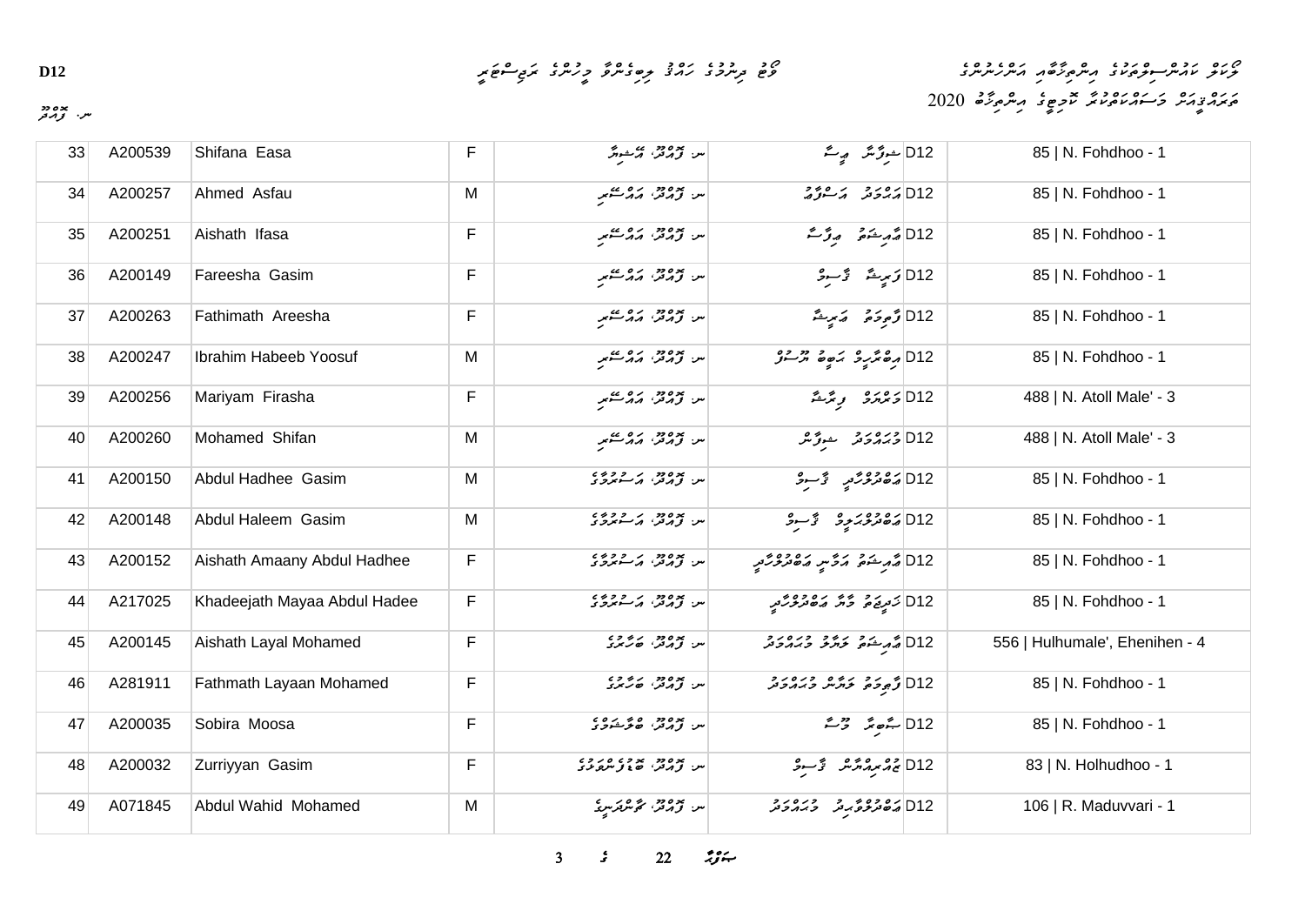| 33 | A200539 | Shifana Easa | F | ނ. ފޯހަދޫ، އަޝީމާ | D12 ޝިފާނާ ޢީސާ | 85 \| N. Fohdhoo - 1 |
|---|---|---|---|---|---|---|
| 34 | A200257 | Ahmed Asfau | M | ނ. ފޯހަދޫ، އައްސޭރި | D12 އަހުމަދު އަސްފާއު | 85 \| N. Fohdhoo - 1 |
| 35 | A200251 | Aishath Ifasa | F | ނ. ފޯހަދޫ، އައްސޭރި | D12 އާއިޝަތު އިފާސާ | 85 \| N. Fohdhoo - 1 |
| 36 | A200149 | Fareesha Gasim | F | ނ. ފޯހަދޫ، އައްސޭރި | D12 ފަރީޝާ ޤާސިމް | 85 \| N. Fohdhoo - 1 |
| 37 | A200263 | Fathimath Areesha | F | ނ. ފޯހަދޫ، އައްސޭރި | D12 ފާތިމަތު އަރީޝާ | 85 \| N. Fohdhoo - 1 |
| 38 | A200247 | Ibrahim Habeeb Yoosuf | M | ނ. ފޯހަދޫ، އައްސޭރި | D12 އިބްރާހީމް ހަބީބް ޔޫސުފް | 85 \| N. Fohdhoo - 1 |
| 39 | A200256 | Mariyam Firasha | F | ނ. ފޯހަދޫ، އައްސޭރި | D12 މަރިޔަމް ފިރާޝާ | 488 \| N. Atoll Male' - 3 |
| 40 | A200260 | Mohamed Shifan | M | ނ. ފޯހަދޫ، އައްސޭރި | D12 މުހައްމަދު ޝިފާން | 488 \| N. Atoll Male' - 3 |
| 41 | A200150 | Abdul Hadhee Gasim | M | ނ. ފޯހަދޫ، އަސްތަރުގެ | D12 އަބްދުލްހާދީ ޤާސިމް | 85 \| N. Fohdhoo - 1 |
| 42 | A200148 | Abdul Haleem Gasim | M | ނ. ފޯހަދޫ، އަސްތަރުގެ | D12 އަބްދުލްހަލީމް ޤާސިމް | 85 \| N. Fohdhoo - 1 |
| 43 | A200152 | Aishath Amaany Abdul Hadhee | F | ނ. ފޯހަދޫ، އަސްތަރުގެ | D12 އާއިޝަތު އަމާނީ އަބްދުލްހާދީ | 85 \| N. Fohdhoo - 1 |
| 44 | A217025 | Khadeejath Mayaa Abdul Hadee | F | ނ. ފޯހަދޫ، އަސްތަރުގެ | D12 ޚަދީޖާ މާޔާ އަބްދުލްހާދީ | 85 \| N. Fohdhoo - 1 |
| 45 | A200145 | Aishath Layal Mohamed | F | ނ. ފޯހަދޫ، ބަހާރުގެ | D12 އާއިޝަތު ލަޔާލް މުހައްމަދު | 556 \| Hulhumale', Ehenihen - 4 |
| 46 | A281911 | Fathmath Layaan Mohamed | F | ނ. ފޯހަދޫ، ބަހާރުގެ | D12 ފާތިމަތު ލަޔާން މުހައްމަދު | 85 \| N. Fohdhoo - 1 |
| 47 | A200035 | Sobira Moosa | F | ނ. ފޯހަދޫ، ބޮޑުޝަރުގެ | D12 ޞާބިރާ މޫސާ | 85 \| N. Fohdhoo - 1 |
| 48 | A200032 | Zurriyyan Gasim | F | ނ. ފޯހަދޫ، ބޯޅުފެންވަރުގެ | D12 ޒުއްރިއްޔާން ޤާސިމް | 83 \| N. Holhudhoo - 1 |
| 49 | A071845 | Abdul Wahid Mohamed | M | ނ. ފޯހަދޫ، ޗާންދަނީގެ | D12 އަބްދުލްވާހިދު މުހައްމަދު | 106 \| R. Maduvvari - 1 |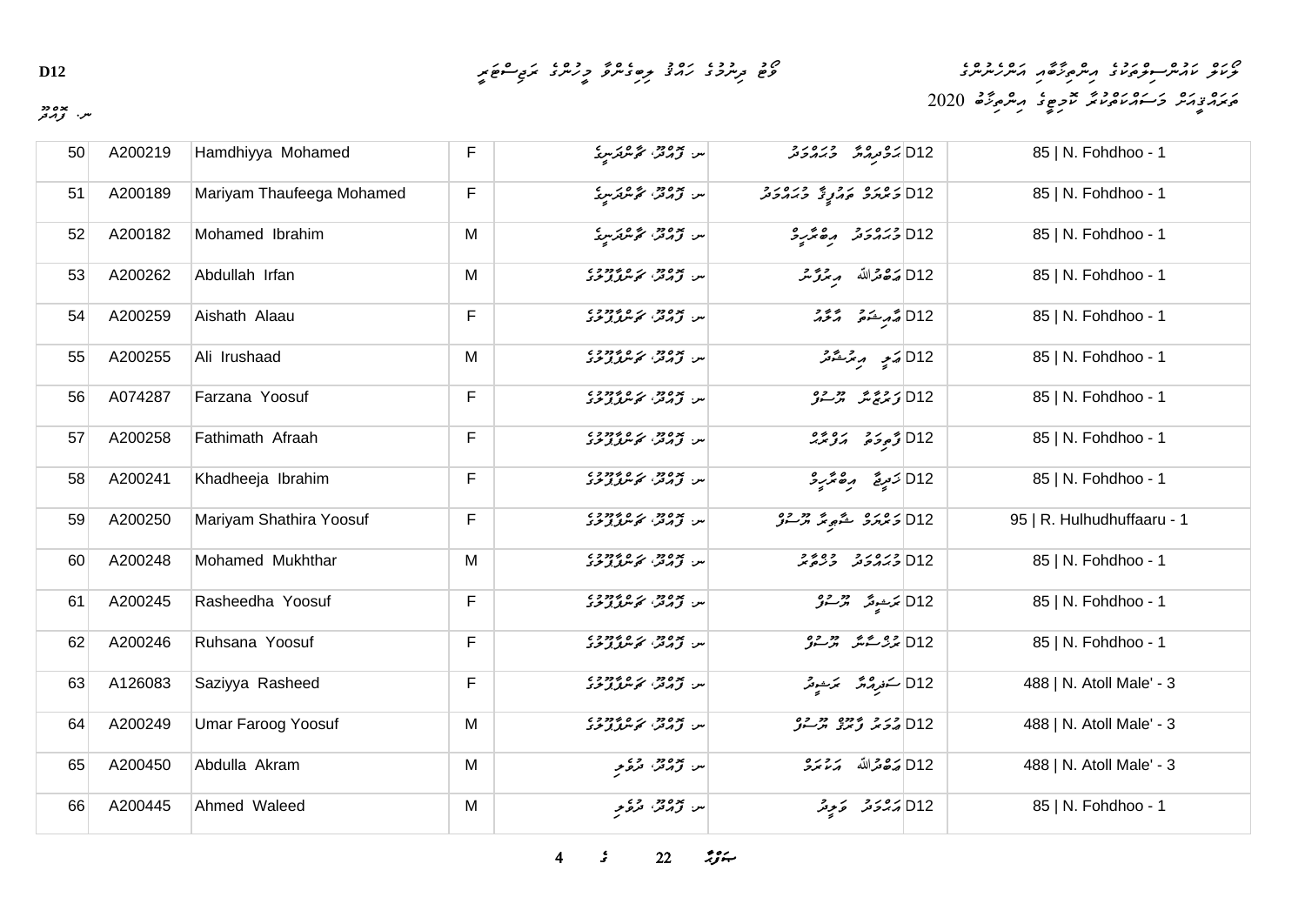| 50 | A200219 | Hamdhiyya Mohamed | F | ނ. ފޮއްދޫ، ވާނުނަހިރީ | D12 ހަމްދިއްޔާ މުޙައްމަދު | 85 \| N. Fohdhoo - 1 |
|---|---|---|---|---|---|---|
| 51 | A200189 | Mariyam Thaufeega Mohamed | F | ނ. ފޮއްދޫ، ވާނުނަހިރީ | D12 މަރިޔަމް ތައުފީޤާ މުޙައްމަދު | 85 \| N. Fohdhoo - 1 |
| 52 | A200182 | Mohamed Ibrahim | M | ނ. ފޮއްދޫ، ވާނުނަހިރީ | D12 މުޙައްމަދު އިބްރާހީމް | 85 \| N. Fohdhoo - 1 |
| 53 | A200262 | Abdullah Irfan | M | ނ. ފޮއްދޫ، ވަނިލްފުވާގެ | D12 އަބްދުﷲ އިރްފާން | 85 \| N. Fohdhoo - 1 |
| 54 | A200259 | Aishath Alaau | F | ނ. ފޮއްދޫ، ވަނިލްފުވާގެ | D12 އާއިޝަތު އަލާއު | 85 \| N. Fohdhoo - 1 |
| 55 | A200255 | Ali Irushaad | M | ނ. ފޮއްދޫ، ވަނިލްފުވާގެ | D12 އަލި އިރުޝާދު | 85 \| N. Fohdhoo - 1 |
| 56 | A074287 | Farzana Yoosuf | F | ނ. ފޮއްދޫ، ވަނިލްފުވާގެ | D12 ފަރްޒާނާ ޔޫސުފް | 85 \| N. Fohdhoo - 1 |
| 57 | A200258 | Fathimath Afraah | F | ނ. ފޮއްދޫ، ވަނިލްފުވާގެ | D12 ފާތިމަތު އަފްރާހް | 85 \| N. Fohdhoo - 1 |
| 58 | A200241 | Khadheeja Ibrahim | F | ނ. ފޮއްދޫ، ވަނިލްފުވާގެ | D12 ޚަދީޖާ އިބްރާހީމް | 85 \| N. Fohdhoo - 1 |
| 59 | A200250 | Mariyam Shathira Yoosuf | F | ނ. ފޮއްދޫ، ވަނިލްފުވާގެ | D12 މަރިޔަމް ޝާތިރާ ޔޫސުފް | 95 \| R. Hulhudhuffaaru - 1 |
| 60 | A200248 | Mohamed Mukhthar | M | ނ. ފޮއްދޫ، ވަނިލްފުވާގެ | D12 މުޙައްމަދު މުޚްތާރު | 85 \| N. Fohdhoo - 1 |
| 61 | A200245 | Rasheedha Yoosuf | F | ނ. ފޮއްދޫ، ވަނިލްފުވާގެ | D12 ރަޝީދާ ޔޫސުފް | 85 \| N. Fohdhoo - 1 |
| 62 | A200246 | Ruhsana Yoosuf | F | ނ. ފޮއްދޫ، ވަނިލްފުވާގެ | D12 ރުހްސާނާ ޔޫސުފް | 85 \| N. Fohdhoo - 1 |
| 63 | A126083 | Saziyya Rasheed | F | ނ. ފޮއްދޫ، ވަނިލްފުވާގެ | D12 ސަޒިއްޔާ ރަޝީދު | 488 \| N. Atoll Male' - 3 |
| 64 | A200249 | Umar Faroog Yoosuf | M | ނ. ފޮއްދޫ، ވަނިލްފުވާގެ | D12 އުމަރު ފާރޫޤު ޔޫސުފް | 488 \| N. Atoll Male' - 3 |
| 65 | A200450 | Abdulla Akram | M | ނ. ފޮއްދޫ، ދޫވެލި | D12 އަބްދުﷲ އަކްރަމް | 488 \| N. Atoll Male' - 3 |
| 66 | A200445 | Ahmed Waleed | M | ނ. ފޮއްދޫ، ދޫވެލި | D12 އަޙްމަދު ވަލީދު | 85 \| N. Fohdhoo - 1 |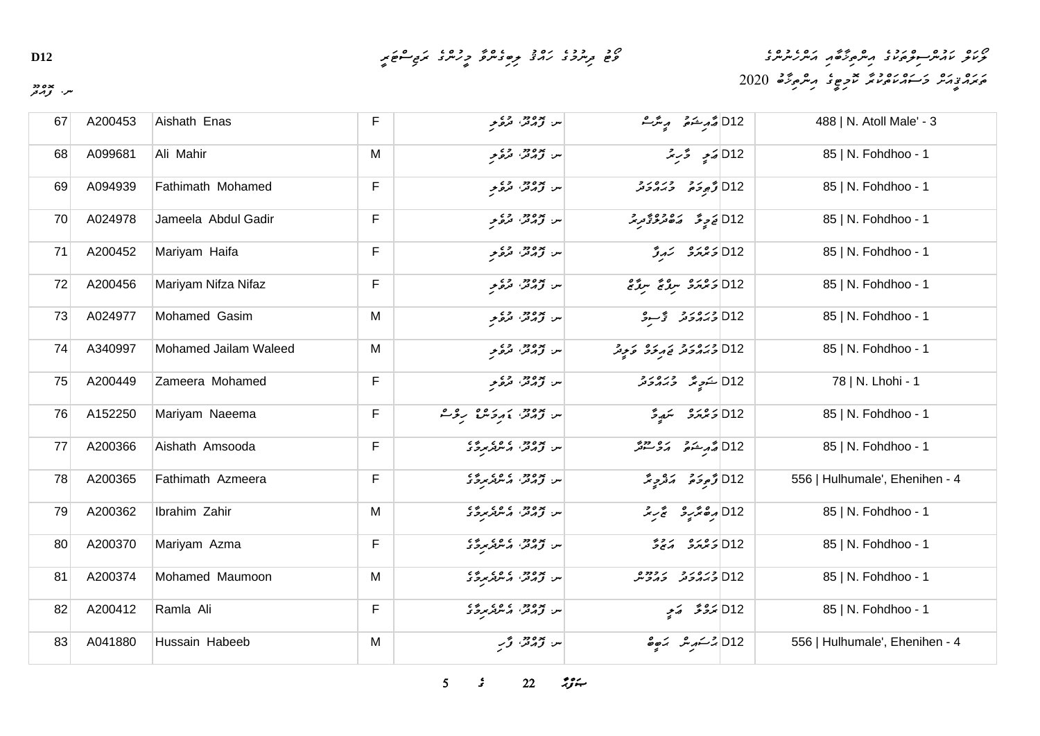| 67 | A200453 | Aishath Enas | F | ނ. ފޮއްދޫ، ދޫވެލި | D12 އާއިޝަތު އީނާސް | 488 \| N. Atoll Male' - 3 |
|---|---|---|---|---|---|---|
| 68 | A099681 | Ali Mahir | M | ނ. ފޮއްދޫ، ދޫވެލި | D12 އަލީ މާހިރު | 85 \| N. Fohdhoo - 1 |
| 69 | A094939 | Fathimath Mohamed | F | ނ. ފޮއްދޫ، ދޫވެލި | D12 ފާތިމަތު މުޙައްމަދު | 85 \| N. Fohdhoo - 1 |
| 70 | A024978 | Jameela Abdul Gadir | F | ނ. ފޮއްދޫ، ދޫވެލި | D12 ޖަމީލާ ޢަބްދުލްޤާދިރު | 85 \| N. Fohdhoo - 1 |
| 71 | A200452 | Mariyam Haifa | F | ނ. ފޮއްދޫ، ދޫވެލި | D12 މަރިޔަމް ހައިފާ | 85 \| N. Fohdhoo - 1 |
| 72 | A200456 | Mariyam Nifza Nifaz | F | ނ. ފޮއްދޫ، ދޫވެލި | D12 މަރިޔަމް ނިފްޒާ ނިފާޒް | 85 \| N. Fohdhoo - 1 |
| 73 | A024977 | Mohamed Gasim | M | ނ. ފޮއްދޫ، ދޫވެލި | D12 މުޙައްމަދު ޤާސިމް | 85 \| N. Fohdhoo - 1 |
| 74 | A340997 | Mohamed Jailam Waleed | M | ނ. ފޮއްދޫ، ދޫވެލި | D12 މުޙައްމަދު ޖައިލަމް ވަލީދު | 85 \| N. Fohdhoo - 1 |
| 75 | A200449 | Zameera Mohamed | F | ނ. ފޮއްދޫ، ދޫވެލި | D12 ޒަމީރާ މުޙައްމަދު | 78 \| N. Lhohi - 1 |
| 76 | A152250 | Mariyam Naeema | F | ނ. ފޮއްދޫ، ގައިދަރުގެ ހިލުން | D12 މަރިޔަމް ނައީމާ | 85 \| N. Fohdhoo - 1 |
| 77 | A200366 | Aishath Amsooda | F | ނ. ފޮއްދޫ، އެންދެރިމާގެ | D12 އާއިޝަތު އަމްސޫދާ | 85 \| N. Fohdhoo - 1 |
| 78 | A200365 | Fathimath Azmeera | F | ނ. ފޮއްދޫ، އެންދެރިމާގެ | D12 ފާތިމަތު އަޒްމީރާ | 556 \| Hulhumale', Ehenihen - 4 |
| 79 | A200362 | Ibrahim Zahir | M | ނ. ފޮއްދޫ، އެންދެރިމާގެ | D12 އިބްރާހީމް ޒާހިރު | 85 \| N. Fohdhoo - 1 |
| 80 | A200370 | Mariyam Azma | F | ނ. ފޮއްދޫ، އެންދެރިމާގެ | D12 މަރިޔަމް އަޒްމާ | 85 \| N. Fohdhoo - 1 |
| 81 | A200374 | Mohamed Maumoon | M | ނ. ފޮއްދޫ، އެންދެރިމާގެ | D12 މުޙައްމަދު މައުމޫން | 85 \| N. Fohdhoo - 1 |
| 82 | A200412 | Ramla Ali | F | ނ. ފޮއްދޫ، އެންދެރިމާގެ | D12 ރަމްލާ އަލީ | 85 \| N. Fohdhoo - 1 |
| 83 | A041880 | Hussain Habeeb | M | ނ. ފޮއްދޫ، ފާރި | D12 ހުސައިން ހަބީބު | 556 \| Hulhumale', Ehenihen - 4 |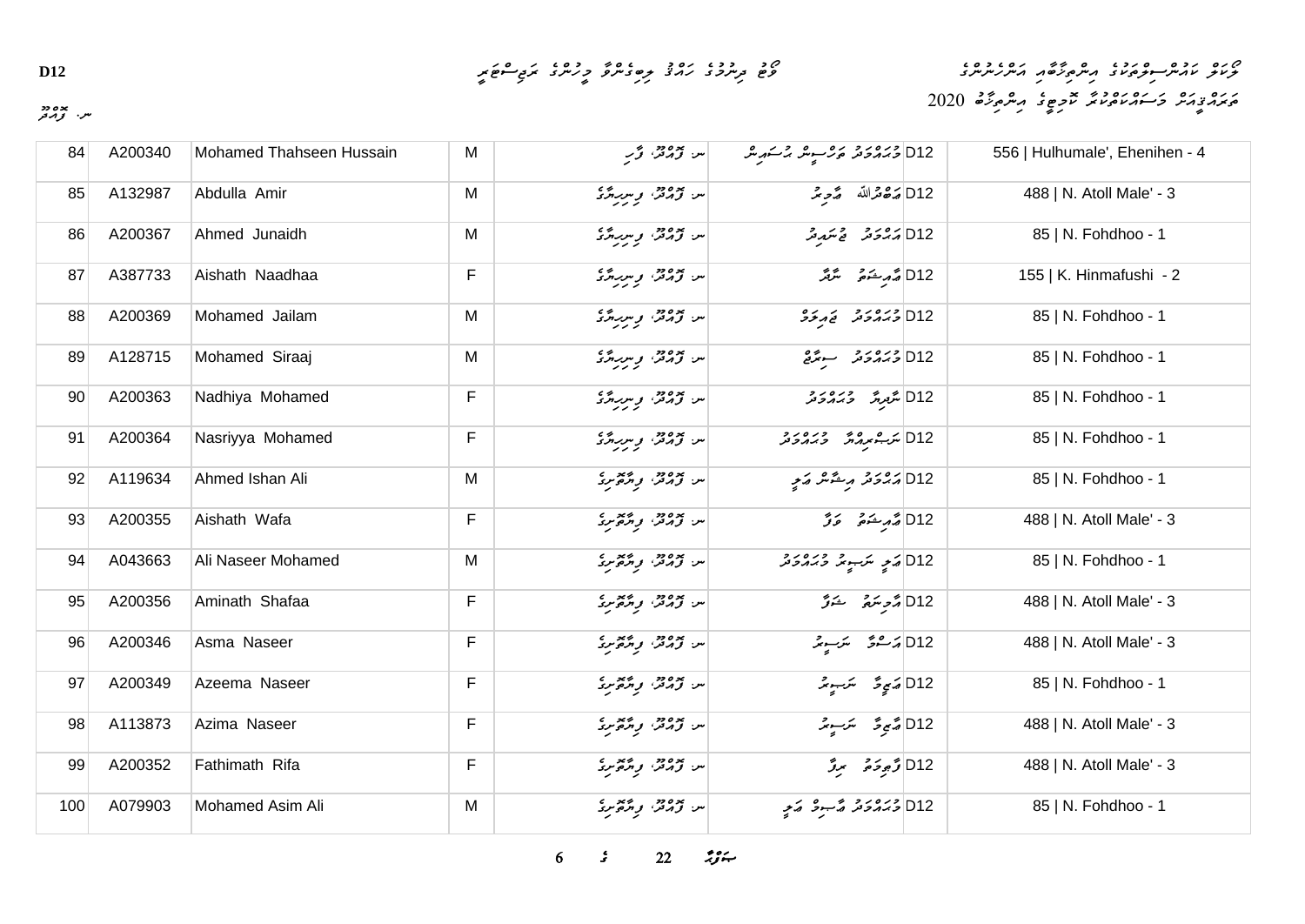| 84 | A200340 | Mohamed Thahseen Hussain | M | س. ޏުޅުދޫ، ފޯރ | D12 ޓަހްސީން ޙުސައިން މުޙައްމަދު | 556 \| Hulhumale', Ehenihen - 4 |
|---|---|---|---|---|---|---|
| 85 | A132987 | Abdulla Amir | M | س. ޏުޅުދޫ، ވިނަރެސްޓް | D12 ޢަބްދުﷲ އާމިރު | 488 \| N. Atoll Male' - 3 |
| 86 | A200367 | Ahmed Junaidh | M | س. ޏުޅުދޫ، ވިނަރެސްޓް | D12 އަޙްމަދު ޖުނައިދު | 85 \| N. Fohdhoo - 1 |
| 87 | A387733 | Aishath Naadhaa | F | س. ޏުޅުދޫ، ވިނަރެސްޓް | D12 އައިޝަތު ނާދާ | 155 \| K. Hinmafushi - 2 |
| 88 | A200369 | Mohamed Jailam | M | س. ޏުޅުދޫ، ވިނަރެސްޓް | D12 މުޙައްމަދު ޖައިލަމް | 85 \| N. Fohdhoo - 1 |
| 89 | A128715 | Mohamed Siraaj | M | س. ޏުޅުދޫ، ވިނަރެސްޓް | D12 މުޙައްމަދު ސިރާޖް | 85 \| N. Fohdhoo - 1 |
| 90 | A200363 | Nadhiya Mohamed | F | س. ޏުޅުދޫ، ވިނަރެސްޓް | D12 ނާދިޔާ މުޙައްމަދު | 85 \| N. Fohdhoo - 1 |
| 91 | A200364 | Nasriyya Mohamed | F | س. ޏުޅުދޫ، ވިނަރެސްޓް | D12 ނަސްރިއްޔާ މުޙައްމަދު | 85 \| N. Fohdhoo - 1 |
| 92 | A119634 | Ahmed Ishan Ali | M | س. ޏުޅުދޫ، ވިލާގޮތި | D12 އަޙްމަދު އިޝާން ޢަލީ | 85 \| N. Fohdhoo - 1 |
| 93 | A200355 | Aishath Wafa | F | س. ޏުޅުދޫ، ވިލާގޮތި | D12 އައިޝަތު ވަފާ | 488 \| N. Atoll Male' - 3 |
| 94 | A043663 | Ali Naseer Mohamed | M | س. ޏުޅުދޫ، ވިލާގޮތި | D12 ޢަލީ ނަސީރު މުޙައްމަދު | 85 \| N. Fohdhoo - 1 |
| 95 | A200356 | Aminath Shafaa | F | س. ޏުޅުދޫ، ވިލާގޮތި | D12 އާމިނަތު ޝަފާ | 488 \| N. Atoll Male' - 3 |
| 96 | A200346 | Asma Naseer | F | س. ޏުޅުދޫ، ވިލާގޮތި | D12 އަސްމާ ނަސީރު | 488 \| N. Atoll Male' - 3 |
| 97 | A200349 | Azeema Naseer | F | س. ޏުޅުދޫ، ވިލާގޮތި | D12 އަޒީމާ ނަސީރު | 85 \| N. Fohdhoo - 1 |
| 98 | A113873 | Azima Naseer | F | س. ޏުޅުދޫ، ވިލާގޮތި | D12 އާޒިމާ ނަސީރު | 488 \| N. Atoll Male' - 3 |
| 99 | A200352 | Fathimath Rifa | F | س. ޏުޅުދޫ، ވިލާގޮތި | D12 ފާތިމަތު ރިފާ | 488 \| N. Atoll Male' - 3 |
| 100 | A079903 | Mohamed Asim Ali | M | س. ޏުޅުދޫ، ވިލާގޮތި | D12 މުޙައްމަދު އާސިމް ޢަލީ | 85 \| N. Fohdhoo - 1 |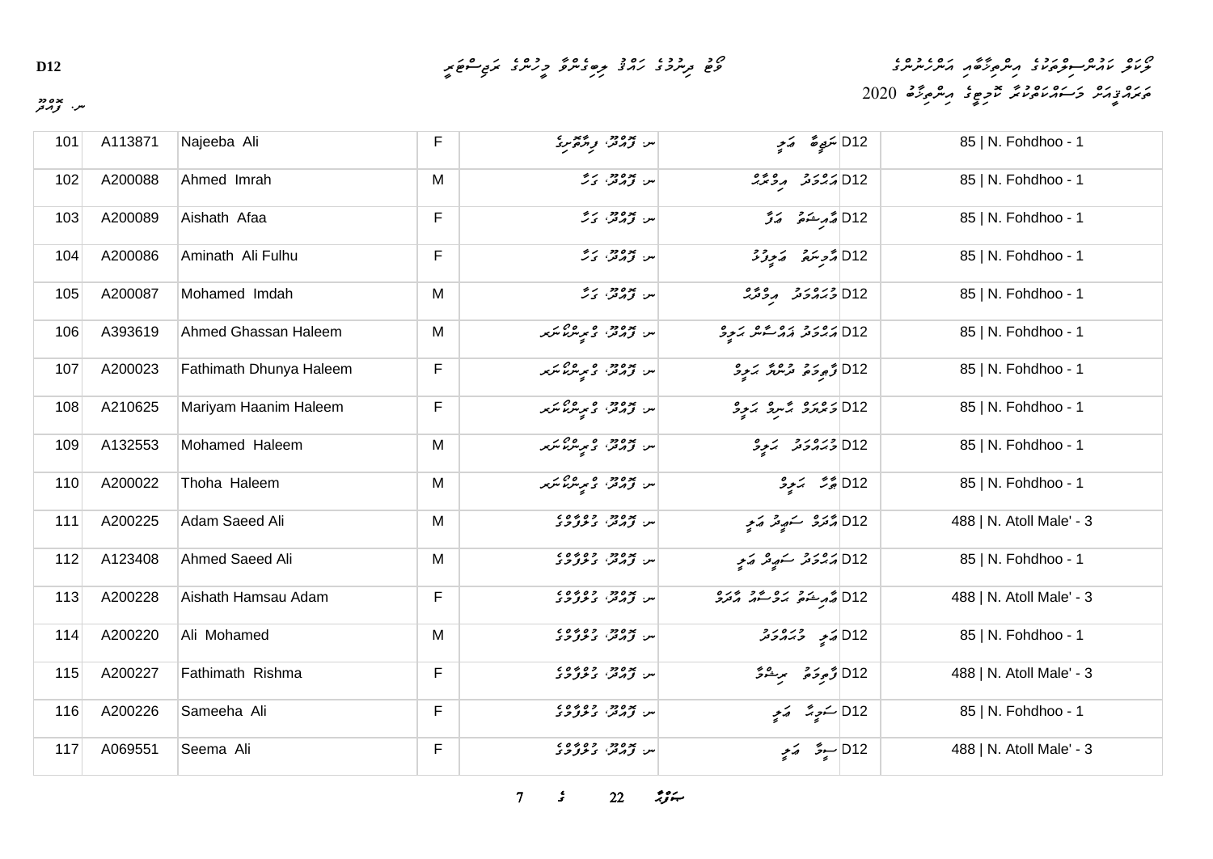| 101 | A113871 | Najeeba Ali | F | ނ. ފޮއްދޫ، ވިއްޔާރިގެ | D12 ނަޖީބާ ޢަލީ | 85 \| N. Fohdhoo - 1 |
|---|---|---|---|---|---|---|
| 102 | A200088 | Ahmed Imrah | M | ނ. ފޮއްދޫ، ގަލާ | D12 އަޙްމަދު އިމްރާހް | 85 \| N. Fohdhoo - 1 |
| 103 | A200089 | Aishath Afaa | F | ނ. ފޮއްދޫ، ގަލާ | D12 އާއިޝަތު އަފާ | 85 \| N. Fohdhoo - 1 |
| 104 | A200086 | Aminath Ali Fulhu | F | ނ. ފޮއްދޫ، ގަލާ | D12 އާމިނަތު އަލިފުޅު | 85 \| N. Fohdhoo - 1 |
| 105 | A200087 | Mohamed Imdah | M | ނ. ފޮއްދޫ، ގަލާ | D12 މުޙައްމަދު އިމްދާޙް | 85 \| N. Fohdhoo - 1 |
| 106 | A393619 | Ahmed Ghassan Haleem | M | ނ. ފޮއްދޫ، ގުލިސްތާނަ | D12 އަޙްމަދު ޣައްސާން ހަލީމް | 85 \| N. Fohdhoo - 1 |
| 107 | A200023 | Fathimath Dhunya Haleem | F | ނ. ފޮއްދޫ، ގުލިސްތާނަ | D12 ފާތިމަތު ދުންޔާ ހަލީމް | 85 \| N. Fohdhoo - 1 |
| 108 | A210625 | Mariyam Haanim Haleem | F | ނ. ފޮއްދޫ، ގުލިސްތާނަ | D12 މަރިޔަމް ހާނިމް ހަލީމް | 85 \| N. Fohdhoo - 1 |
| 109 | A132553 | Mohamed Haleem | M | ނ. ފޮއްދޫ، ގުލިސްތާނަ | D12 މުޙައްމަދު ހަލީމް | 85 \| N. Fohdhoo - 1 |
| 110 | A200022 | Thoha Haleem | M | ނ. ފޮއްދޫ، ގުލިސްތާނަ | D12 ޠޯހާ ހަލީމް | 85 \| N. Fohdhoo - 1 |
| 111 | A200225 | Adam Saeed Ali | M | ނ. ފޮއްދޫ، ގުލްފާމާގެ | D12 އާދަމް ސަޢީދު ޢަލީ | 488 \| N. Atoll Male' - 3 |
| 112 | A123408 | Ahmed Saeed Ali | M | ނ. ފޮއްދޫ، ގުލްފާމާގެ | D12 އަޙްމަދު ސަޢީދު ޢަލީ | 85 \| N. Fohdhoo - 1 |
| 113 | A200228 | Aishath Hamsau Adam | F | ނ. ފޮއްދޫ، ގުލްފާމާގެ | D12 އާއިޝަތު ހަމްސާއު އާދަމް | 488 \| N. Atoll Male' - 3 |
| 114 | A200220 | Ali Mohamed | M | ނ. ފޮއްދޫ، ގުލްފާމާގެ | D12 ޢަލީ މުޙައްމަދު | 85 \| N. Fohdhoo - 1 |
| 115 | A200227 | Fathimath Rishma | F | ނ. ފޮއްދޫ، ގުލްފާމާގެ | D12 ފާތިމަތު ރިޝްމާ | 488 \| N. Atoll Male' - 3 |
| 116 | A200226 | Sameeha Ali | F | ނ. ފޮއްދޫ، ގުލްފާމާގެ | D12 ސަމީހާ ޢަލީ | 85 \| N. Fohdhoo - 1 |
| 117 | A069551 | Seema Ali | F | ނ. ފޮއްދޫ، ގުލްފާމާގެ | D12 ސީމާ ޢަލީ | 488 \| N. Atoll Male' - 3 |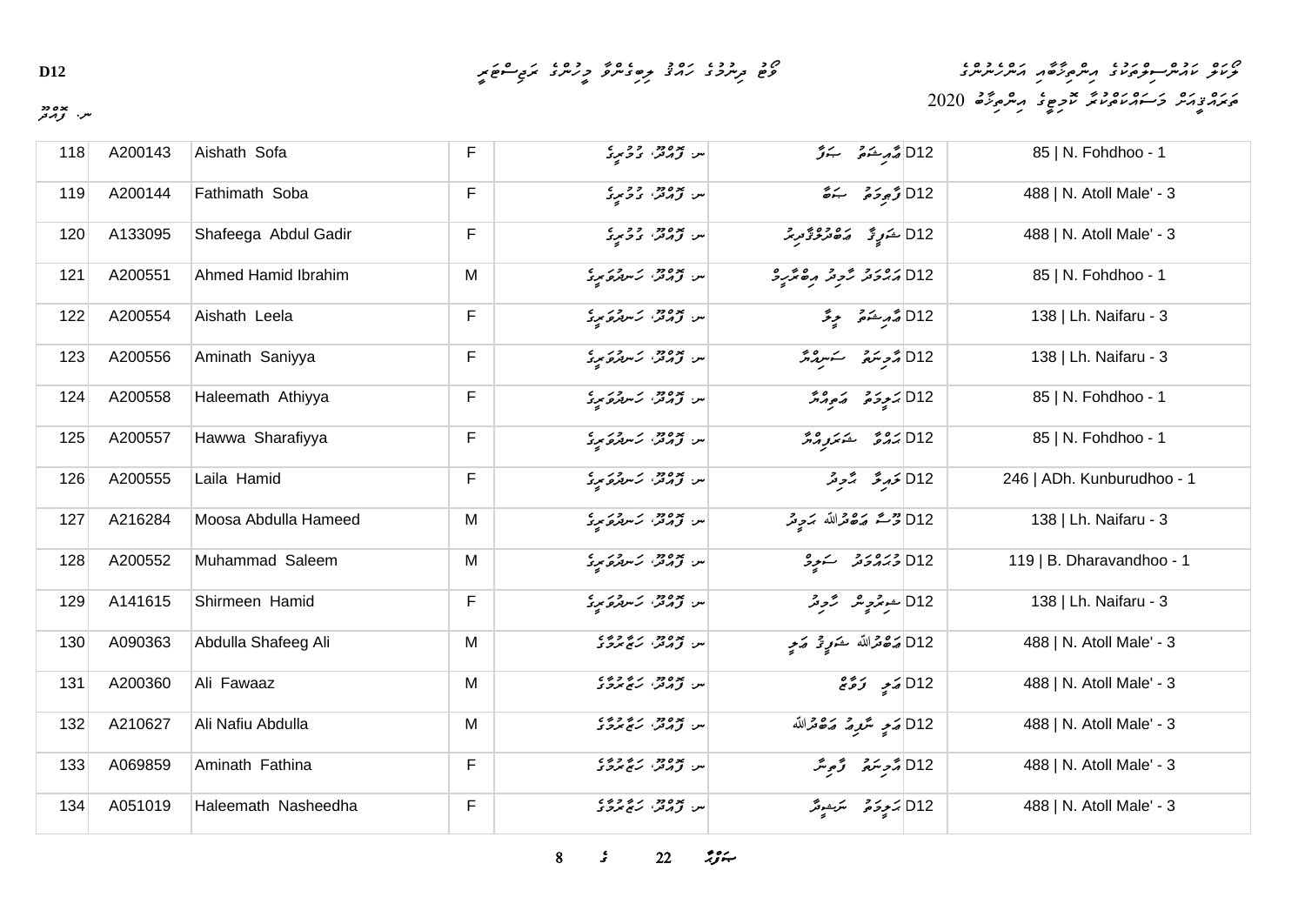| 118 | A200143 | Aishath Sofa | F | س. ۇەبۇ، ۇۇمىرى | D12 ﻣﺎﻣﺎ ﺳﻪ | 85 \| N. Fohdhoo - 1 |
|---|---|---|---|---|---|---|
| 119 | A200144 | Fathimath Soba | F | س. ۇەبۇ، ۇۇمىرى | D12 | 488 \| N. Atoll Male' - 3 |
| 120 | A133095 | Shafeega Abdul Gadir | F | س. ۇەبۇ، ۇۇمىرى | D12 | 488 \| N. Atoll Male' - 3 |
| 121 | A200551 | Ahmed Hamid Ibrahim | M | س. ۇەبۇ، | D12 | 85 \| N. Fohdhoo - 1 |
| 122 | A200554 | Aishath Leela | F | س. ۇەبۇ، | D12 | 138 \| Lh. Naifaru - 3 |
| 123 | A200556 | Aminath Saniyya | F | س. ۇەبۇ، | D12 | 138 \| Lh. Naifaru - 3 |
| 124 | A200558 | Haleemath Athiyya | F | س. ۇەبۇ، | D12 | 85 \| N. Fohdhoo - 1 |
| 125 | A200557 | Hawwa Sharafiyya | F | س. ۇەبۇ، | D12 | 85 \| N. Fohdhoo - 1 |
| 126 | A200555 | Laila Hamid | F | س. ۇەبۇ، | D12 | 246 \| ADh. Kunburudhoo - 1 |
| 127 | A216284 | Moosa Abdulla Hameed | M | س. ۇەبۇ، | D12 | 138 \| Lh. Naifaru - 3 |
| 128 | A200552 | Muhammad Saleem | M | س. ۇەبۇ، | D12 | 119 \| B. Dharavandhoo - 1 |
| 129 | A141615 | Shirmeen Hamid | F | س. ۇەبۇ، | D12 | 138 \| Lh. Naifaru - 3 |
| 130 | A090363 | Abdulla Shafeeg Ali | M | س. ۇەبۇ، | D12 | 488 \| N. Atoll Male' - 3 |
| 131 | A200360 | Ali Fawaaz | M | س. ۇەبۇ، | D12 | 488 \| N. Atoll Male' - 3 |
| 132 | A210627 | Ali Nafiu Abdulla | M | س. ۇەبۇ، | D12 | 488 \| N. Atoll Male' - 3 |
| 133 | A069859 | Aminath Fathina | F | س. ۇەبۇ، | D12 | 488 \| N. Atoll Male' - 3 |
| 134 | A051019 | Haleemath Nasheedha | F | س. ۇەبۇ، | D12 | 488 \| N. Atoll Male' - 3 |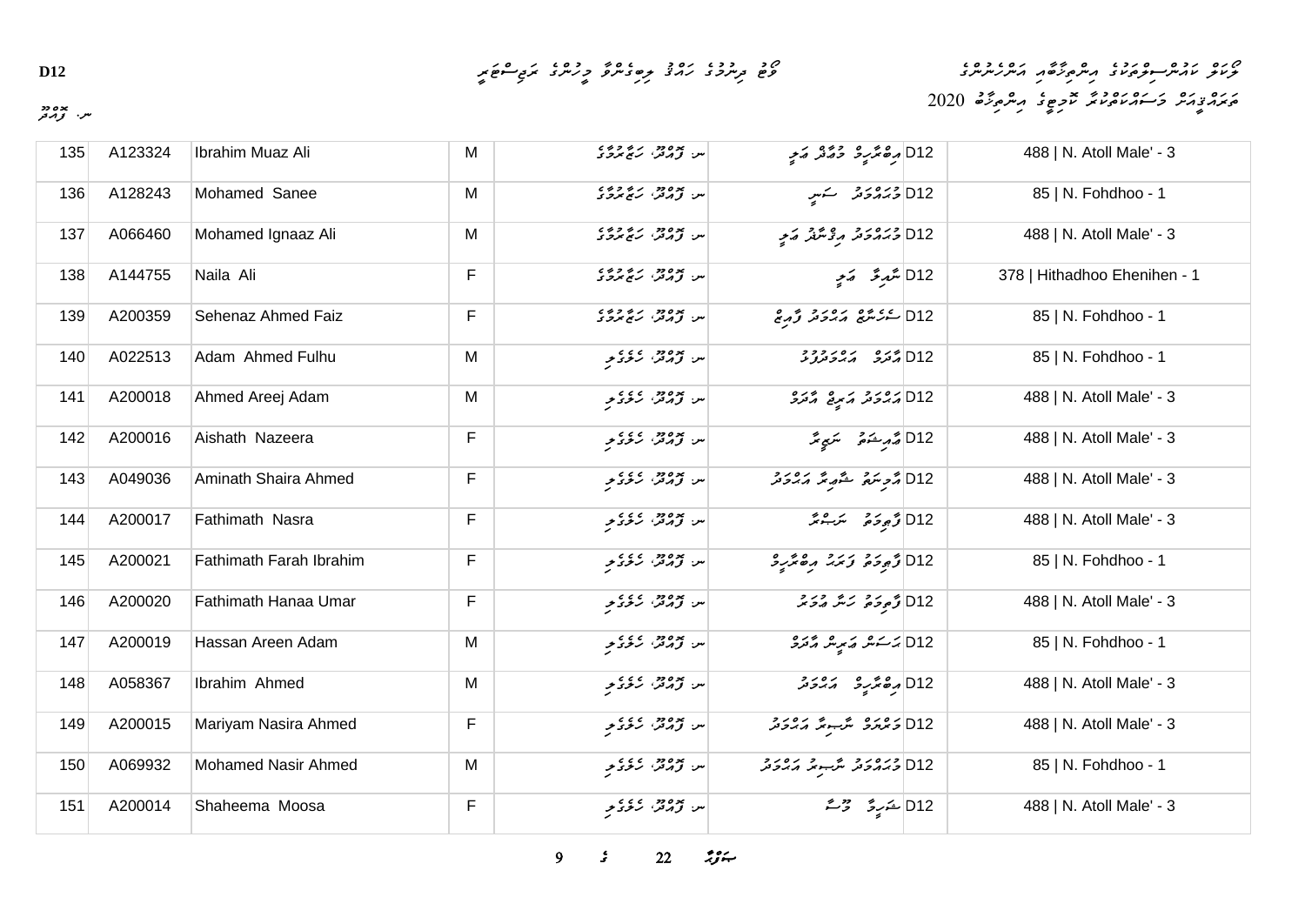| 135 | A123324 | Ibrahim Muaz Ali | M | س. ޖުމްހޫރީ މަގު | D12 | 488 \| N. Atoll Male' - 3 |
|---|---|---|---|---|---|---|
| 136 | A128243 | Mohamed Sanee | M | س. ޖުމްހޫރީ މަގު | D12 | 85 \| N. Fohdhoo - 1 |
| 137 | A066460 | Mohamed Ignaaz Ali | M | س. ޖުމްހޫރީ މަގު | D12 | 488 \| N. Atoll Male' - 3 |
| 138 | A144755 | Naila Ali | F | س. ޖުމްހޫރީ މަގު | D12 | 378 \| Hithadhoo Ehenihen - 1 |
| 139 | A200359 | Sehenaz Ahmed Faiz | F | س. ޖުމްހޫރީ މަގު | D12 | 85 \| N. Fohdhoo - 1 |
| 140 | A022513 | Adam Ahmed Fulhu | M | س. ޖުމްހޫރީ މަގު | D12 | 85 \| N. Fohdhoo - 1 |
| 141 | A200018 | Ahmed Areej Adam | M | س. ޖުމްހޫރީ މަގު | D12 | 488 \| N. Atoll Male' - 3 |
| 142 | A200016 | Aishath Nazeera | F | س. ޖުމްހޫރީ މަގު | D12 | 488 \| N. Atoll Male' - 3 |
| 143 | A049036 | Aminath Shaira Ahmed | F | س. ޖުމްހޫރީ މަގު | D12 | 488 \| N. Atoll Male' - 3 |
| 144 | A200017 | Fathimath Nasra | F | س. ޖުމްހޫރީ މަގު | D12 | 488 \| N. Atoll Male' - 3 |
| 145 | A200021 | Fathimath Farah Ibrahim | F | س. ޖުމްހޫރީ މަގު | D12 | 85 \| N. Fohdhoo - 1 |
| 146 | A200020 | Fathimath Hanaa Umar | F | س. ޖުމްހޫރީ މަގު | D12 | 488 \| N. Atoll Male' - 3 |
| 147 | A200019 | Hassan Areen Adam | M | س. ޖުމްހޫރީ މަގު | D12 | 85 \| N. Fohdhoo - 1 |
| 148 | A058367 | Ibrahim Ahmed | M | س. ޖުމްހޫރީ މަގު | D12 | 488 \| N. Atoll Male' - 3 |
| 149 | A200015 | Mariyam Nasira Ahmed | F | س. ޖުމްހޫރީ މަގު | D12 | 488 \| N. Atoll Male' - 3 |
| 150 | A069932 | Mohamed Nasir Ahmed | M | س. ޖުމްހޫރީ މަގު | D12 | 85 \| N. Fohdhoo - 1 |
| 151 | A200014 | Shaheema Moosa | F | س. ޖުމްހޫރީ މަގު | D12 | 488 \| N. Atoll Male' - 3 |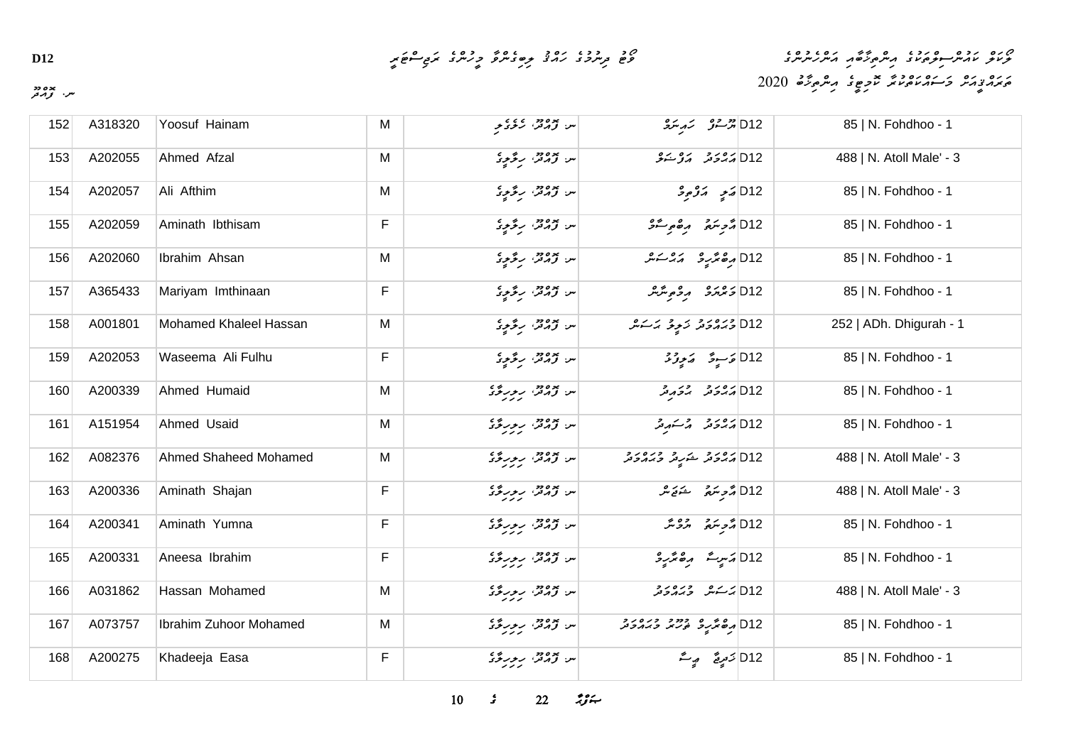| 152 | A318320 | Yoosuf Hainam | M | س. ۆمەتر، ئەۋئەم | D12 ترسۇ ئەرىترە | 85 \| N. Fohdhoo - 1 |
|---|---|---|---|---|---|---|
| 153 | A202055 | Ahmed Afzal | M | س. ۆمەتر، رىۋىي | D12 ئەبرەتر ئەۋىنىۋ | 488 \| N. Atoll Male' - 3 |
| 154 | A202057 | Ali Afthim | M | س. ۆمەتر، رىۋىي | D12 ئەبر ئەۋەۋ | 85 \| N. Fohdhoo - 1 |
| 155 | A202059 | Aminath Ibthisam | F | س. ۆمەتر، رىۋىي | D12 ئەرىترە مەھوسۇۋ | 85 \| N. Fohdhoo - 1 |
| 156 | A202060 | Ibrahim Ahsan | M | س. ۆمەتر، رىۋىي | D12 مەھترىۋ ئەبرىسەنتر | 85 \| N. Fohdhoo - 1 |
| 157 | A365433 | Mariyam Imthinaan | F | س. ۆمەتر، رىۋىي | D12 ئەبرىۋ مەۋھوترتر | 85 \| N. Fohdhoo - 1 |
| 158 | A001801 | Mohamed Khaleel Hassan | M | س. ۆمەتر، رىۋىي | D12 ۋبرەۋتر ئەمۋ ئەسەنتر | 252 \| ADh. Dhigurah - 1 |
| 159 | A202053 | Waseema Ali Fulhu | F | س. ۆمەتر، رىۋىي | D12 ئەسوۋ ئەموۋۇ | 85 \| N. Fohdhoo - 1 |
| 160 | A200339 | Ahmed Humaid | M | س. ۆمەتر، رىورىۋى | D12 ئەبرەتر بەئەمتر | 85 \| N. Fohdhoo - 1 |
| 161 | A151954 | Ahmed Usaid | M | س. ۆمەتر، رىورىۋى | D12 ئەبرەتر ئەسەمتر | 85 \| N. Fohdhoo - 1 |
| 162 | A082376 | Ahmed Shaheed Mohamed | M | س. ۆمەتر، رىورىۋى | D12 ئەبرەتر شەرىتر ۋبرەۋتر | 488 \| N. Atoll Male' - 3 |
| 163 | A200336 | Aminath Shajan | F | س. ۆمەتر، رىورىۋى | D12 ئەرىترە شەئەتر | 488 \| N. Atoll Male' - 3 |
| 164 | A200341 | Aminath Yumna | F | س. ۆمەتر، رىورىۋى | D12 ئەرىترە ترۋتر | 85 \| N. Fohdhoo - 1 |
| 165 | A200331 | Aneesa Ibrahim | F | س. ۆمەتر، رىورىۋى | D12 ئەسرىسە مەھترىۋ | 85 \| N. Fohdhoo - 1 |
| 166 | A031862 | Hassan Mohamed | M | س. ۆمەتر، رىورىۋى | D12 ئەسەنتر ۋبرەۋتر | 488 \| N. Atoll Male' - 3 |
| 167 | A073757 | Ibrahim Zuhoor Mohamed | M | س. ۆمەتر، رىورىۋى | D12 مەھترىۋ ۋرتر ۋبرەۋتر | 85 \| N. Fohdhoo - 1 |
| 168 | A200275 | Khadeeja Easa | F | س. ۆمەتر، رىورىۋى | D12 ئەمرىق مەيسە | 85 \| N. Fohdhoo - 1 |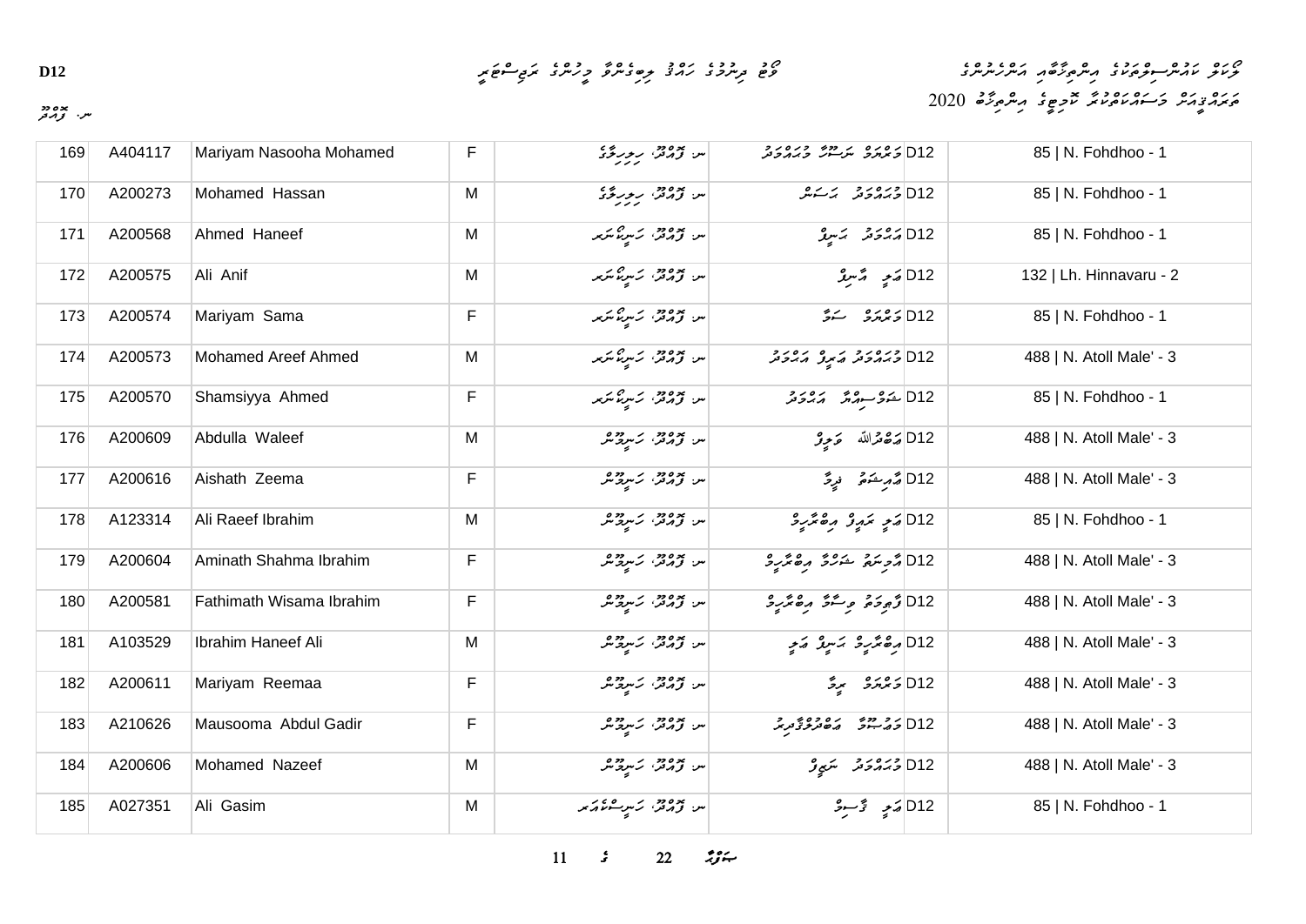| 169 | A404117 | Mariyam Nasooha Mohamed | F | س. ޤުޅުދޫ، ހިތިހިލާގެ | D12 ޝަރިޔަމް ނަސޫހާ މުހައްމަދު | 85 \| N. Fohdhoo - 1 |
|---|---|---|---|---|---|---|
| 170 | A200273 | Mohamed Hassan | M | س. ޤުޅުދޫ، ހިތިހިލާގެ | D12 މުހައްމަދު ހަސަން | 85 \| N. Fohdhoo - 1 |
| 171 | A200568 | Ahmed Haneef | M | س. ޤުޅުދޫ، ހަނިކުނަރި | D12 އަހުމަދު ހަނީފު | 85 \| N. Fohdhoo - 1 |
| 172 | A200575 | Ali Anif | M | س. ޤުޅުދޫ، ހަނިކުނަރި | D12 އަލި އާނިފު | 132 \| Lh. Hinnavaru - 2 |
| 173 | A200574 | Mariyam Sama | F | س. ޤުޅުދޫ، ހަނިކުނަރި | D12 މަރިޔަމް ސަމާ | 85 \| N. Fohdhoo - 1 |
| 174 | A200573 | Mohamed Areef Ahmed | M | س. ޤުޅުދޫ، ހަނިކުނަރި | D12 މުހައްމަދު އަރީފު އަހުމަދު | 488 \| N. Atoll Male' - 3 |
| 175 | A200570 | Shamsiyya Ahmed | F | س. ޤުޅުދޫ، ހަނިކުނަރި | D12 ޝަމްސިއްޔާ އަހުމަދު | 85 \| N. Fohdhoo - 1 |
| 176 | A200609 | Abdulla Waleef | M | س. ޤުޅުދޫ، ހަނިމޫނު | D12 އަބްދުﷲ ވަލީފު | 488 \| N. Atoll Male' - 3 |
| 177 | A200616 | Aishath Zeema | F | س. ޤުޅުދޫ، ހަނިމޫނު | D12 އާއިޝަތު ޒީމާ | 488 \| N. Atoll Male' - 3 |
| 178 | A123314 | Ali Raeef Ibrahim | M | س. ޤުޅުދޫ، ހަނިމޫނު | D12 އަލި ރައީފު އިބްރާހީމް | 85 \| N. Fohdhoo - 1 |
| 179 | A200604 | Aminath Shahma Ibrahim | F | س. ޤުޅުދޫ، ހަނިމޫނު | D12 އާމިނަތު ޝަހުމާ އިބްރާހީމް | 488 \| N. Atoll Male' - 3 |
| 180 | A200581 | Fathimath Wisama Ibrahim | F | س. ޤުޅުދޫ، ހަނިމޫނު | D12 ފާތިމަތު ވިސާމާ އިބްރާހީމް | 488 \| N. Atoll Male' - 3 |
| 181 | A103529 | Ibrahim Haneef Ali | M | س. ޤުޅުދޫ، ހަނިމޫނު | D12 އިބްރާހީމް ހަނީފު އަލި | 488 \| N. Atoll Male' - 3 |
| 182 | A200611 | Mariyam Reemaa | F | س. ޤުޅުދޫ، ހަނިމޫނު | D12 މަރިޔަމް ރީމާ | 488 \| N. Atoll Male' - 3 |
| 183 | A210626 | Mausooma Abdul Gadir | F | س. ޤުޅުދޫ، ހަނިމޫނު | D12 މައުސޫމާ އަބްދުލްޤާދިރު | 488 \| N. Atoll Male' - 3 |
| 184 | A200606 | Mohamed Nazeef | M | س. ޤުޅުދޫ، ހަނިމޫނު | D12 މުހައްމަދު ނަޒީފު | 488 \| N. Atoll Male' - 3 |
| 185 | A027351 | Ali Gasim | M | س. ޤުޅުދޫ، ހަނިސްކާއަރ | D12 އަލި ޤާސިމު | 85 \| N. Fohdhoo - 1 |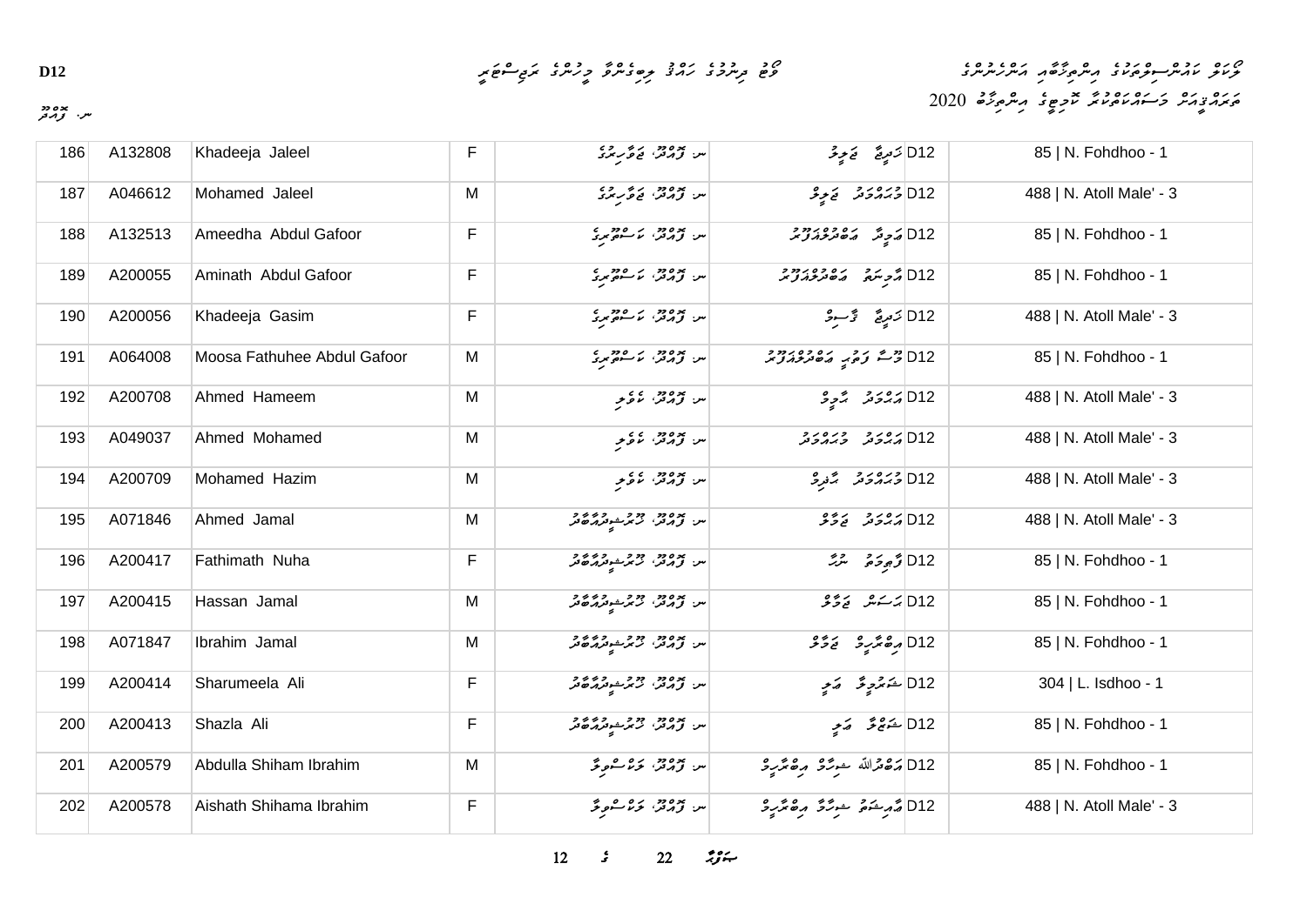| 186 | A132808 | Khadeeja Jaleel | F | ނ. ފޮއްދޫ، ޖަވާހިރުގެ | D12 ހަދީޖާ ޖަލީލް | 85 \| N. Fohdhoo - 1 |
|---|---|---|---|---|---|---|
| 187 | A046612 | Mohamed Jaleel | M | ނ. ފޮއްދޫ، ޖަވާހިރުގެ | D12 މުޙައްމަދު ޖަލީލް | 488 \| N. Atoll Male' - 3 |
| 188 | A132513 | Ameedha Abdul Gafoor | F | ނ. ފޮއްދޫ، ކަސްތޫރީގެ | D12 އަމީދާ އަބްދުލްޣަފޫރު | 85 \| N. Fohdhoo - 1 |
| 189 | A200055 | Aminath Abdul Gafoor | F | ނ. ފޮއްދޫ، ކަސްތޫރީގެ | D12 އާމިނަތު އަބްދުލްޣަފޫރު | 85 \| N. Fohdhoo - 1 |
| 190 | A200056 | Khadeeja Gasim | F | ނ. ފޮއްދޫ، ކަސްތޫރީގެ | D12 ހަދީޖާ ޤާސިމް | 488 \| N. Atoll Male' - 3 |
| 191 | A064008 | Moosa Fathuhee Abdul Gafoor | M | ނ. ފޮއްދޫ، ކަސްތޫރީގެ | D12 މޫސާ ފަތުހީ އަބްދުލްޣަފޫރު | 85 \| N. Fohdhoo - 1 |
| 192 | A200708 | Ahmed Hameem | M | ނ. ފޮއްދޫ، ކެޔޮވި | D12 އަހްމަދު ހަމީމް | 488 \| N. Atoll Male' - 3 |
| 193 | A049037 | Ahmed Mohamed | M | ނ. ފޮއްދޫ، ކެޔޮވި | D12 އަހްމަދު މުޙައްމަދު | 488 \| N. Atoll Male' - 3 |
| 194 | A200709 | Mohamed Hazim | M | ނ. ފޮއްދޫ، ކެޔޮވި | D12 މުޙައްމަދު ހާޒިމް | 488 \| N. Atoll Male' - 3 |
| 195 | A071846 | Ahmed Jamal | M | ނ. ފޮއްދޫ، ކުރުނބީފުއްޓާރު | D12 އަހްމަދު ޖަމާލް | 488 \| N. Atoll Male' - 3 |
| 196 | A200417 | Fathimath Nuha | F | ނ. ފޮއްދޫ، ކުރުނބީފުއްޓާރު | D12 ފާތިމަތު ނުހާ | 85 \| N. Fohdhoo - 1 |
| 197 | A200415 | Hassan Jamal | M | ނ. ފޮއްދޫ، ކުރުނބީފުއްޓާރު | D12 ހަސަން ޖަމާލް | 85 \| N. Fohdhoo - 1 |
| 198 | A071847 | Ibrahim Jamal | M | ނ. ފޮއްދޫ، ކުރުނބީފުއްޓާރު | D12 އިބްރާހީމް ޖަމާލް | 85 \| N. Fohdhoo - 1 |
| 199 | A200414 | Sharumeela Ali | F | ނ. ފޮއްދޫ، ކުރުނބީފުއްޓާރު | D12 ޝަރުމީލާ އަލި | 304 \| L. Isdhoo - 1 |
| 200 | A200413 | Shazla Ali | F | ނ. ފޮއްދޫ، ކުރުނބީފުއްޓާރު | D12 ޝަޒްލާ އަލި | 85 \| N. Fohdhoo - 1 |
| 201 | A200579 | Abdulla Shiham Ibrahim | M | ނ. ފޮއްދޫ، ކަނަސްވިލާ | D12 އަބްދުﷲ ޝިހާމް އިބްރާހީމް | 85 \| N. Fohdhoo - 1 |
| 202 | A200578 | Aishath Shihama Ibrahim | F | ނ. ފޮއްދޫ، ކަނަސްވިލާ | D12 އާއިޝަތު ޝިހާމާ އިބްރާހީމް | 488 \| N. Atoll Male' - 3 |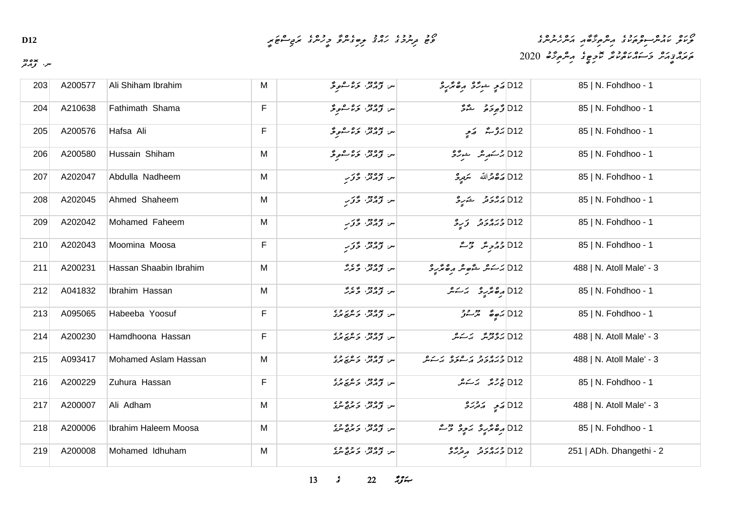| 203 | A200577 | Ali Shiham Ibrahim | M | س. ؤەدىر، ئەن سىموڭ | D12 أَمَرِ شِرِرَّدَ مِرْهُ مَّرْرِدْ | 85 \| N. Fohdhoo - 1 |
|---|---|---|---|---|---|---|
| 204 | A210638 | Fathimath Shama | F | س. ؤەدىر، ئەن سىموڭ | D12 ژُودَهُ شَرَّ | 85 \| N. Fohdhoo - 1 |
| 205 | A200576 | Hafsa Ali | F | س. ؤەدىر، ئەن سىموڭ | D12 بَرْوْبَ أَمَرِ | 85 \| N. Fohdhoo - 1 |
| 206 | A200580 | Hussain Shiham | M | س. ؤەدىر، ئەن سىموڭ | D12 بُرْسَهرِ شَرِرَّدُ | 85 \| N. Fohdhoo - 1 |
| 207 | A202047 | Abdulla Nadheem | M | س. ؤەدىر، ڈۆب | D12 مَهْقُرَاللّه سَرَمِرِدْ | 85 \| N. Fohdhoo - 1 |
| 208 | A202045 | Ahmed Shaheem | M | س. ؤەدىر، ڈۆب | D12 مَبْرَوَتْر شَرِدْ | 85 \| N. Fohdhoo - 1 |
| 209 | A202042 | Mohamed Faheem | M | س. ؤەدىر، ڈۆب | D12 وُبَرْدُوَتْر وَرِدْ | 85 \| N. Fohdhoo - 1 |
| 210 | A202043 | Moomina Moosa | F | س. ؤەدىر، ڈۆب | D12 وُمُوِسَّ وُسَّ | 85 \| N. Fohdhoo - 1 |
| 211 | A200231 | Hassan Shaabin Ibrahim | M | س. ؤەدىر، ڈىرىر | D12 بَرْسَسْر شَوِسْر مِرْهُ مَّرْرِدْ | 488 \| N. Atoll Male' - 3 |
| 212 | A041832 | Ibrahim Hassan | M | س. ؤەدىر، ڈىرىر | D12 مِرْهُ مَّرْرِدْ بَرْسَسْر | 85 \| N. Fohdhoo - 1 |
| 213 | A095065 | Habeeba Yoosuf | F | س. ؤەدىر، ۆسرىم برى | D12 بَرِهُ مَّرْسُوْ | 85 \| N. Fohdhoo - 1 |
| 214 | A200230 | Hamdhoona Hassan | F | س. ؤەدىر، ۆسرىم برى | D12 بَرْوُمَرْسَّ بَرْسَسْر | 488 \| N. Atoll Male' - 3 |
| 215 | A093417 | Mohamed Aslam Hassan | M | س. ؤەدىر، ۆسرىم برى | D12 وُبَرْدُوَتْر مَرْسْوَدْ بَرْسَسْر | 488 \| N. Atoll Male' - 3 |
| 216 | A200229 | Zuhura Hassan | F | س. ؤەدىر، ۆسرىم برى | D12 يُرْتُرْ بَرْسَسْر | 85 \| N. Fohdhoo - 1 |
| 217 | A200007 | Ali Adham | M | س. ؤەدىر، ۆىرق سرى | D12 مَرِ مَتَرْرَدْ | 488 \| N. Atoll Male' - 3 |
| 218 | A200006 | Ibrahim Haleem Moosa | M | س. ؤەدىر، ۆىرق سرى | D12 مِرْهُ مَّرْرِدْ بَرِدْ وُسَّ | 85 \| N. Fohdhoo - 1 |
| 219 | A200008 | Mohamed Idhuham | M | س. ؤەدىر، ۆىرق سرى | D12 وُبَرْدُوَتْر مِتْرُرَّدْ | 251 \| ADh. Dhangethi - 2 |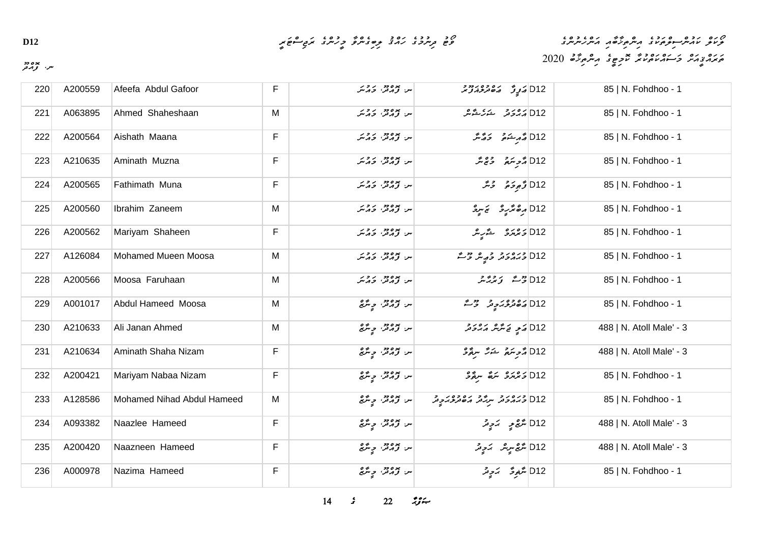| 220 | A200559 | Afeefa Abdul Gafoor | F | ނ. ފޮއްދޫ، ވަޑުނަ | D12 އަފީފާ  އަބްދުލްޣަފޫރު | 85 \| N. Fohdhoo - 1 |
|---|---|---|---|---|---|---|
| 221 | A063895 | Ahmed Shaheshaan | M | ނ. ފޮއްދޫ، ވަޑުނަ | D12 އަހުމަދު  ޝަހެޝާން | 85 \| N. Fohdhoo - 1 |
| 222 | A200564 | Aishath Maana | F | ނ. ފޮއްދޫ، ވަޑުނަ | D12 އައިޝަތު  މާނާ | 85 \| N. Fohdhoo - 1 |
| 223 | A210635 | Aminath Muzna | F | ނ. ފޮއްދޫ، ވަޑުނަ | D12 އާމިނަތު  މުޒްނާ | 85 \| N. Fohdhoo - 1 |
| 224 | A200565 | Fathimath Muna | F | ނ. ފޮއްދޫ، ވަޑުނަ | D12 ފާތިމަތު  މުނާ | 85 \| N. Fohdhoo - 1 |
| 225 | A200560 | Ibrahim Zaneem | M | ނ. ފޮއްދޫ، ވަޑުނަ | D12 އިބްރާހީމް  ޒަނީމް | 85 \| N. Fohdhoo - 1 |
| 226 | A200562 | Mariyam Shaheen | F | ނ. ފޮއްދޫ، ވަޑުނަ | D12 މަރިޔަމް  ޝާހީން | 85 \| N. Fohdhoo - 1 |
| 227 | A126084 | Mohamed Mueen Moosa | M | ނ. ފޮއްދޫ، ވަޑުނަ | D12 މުހައްމަދު  މުއީން  މޫސާ | 85 \| N. Fohdhoo - 1 |
| 228 | A200566 | Moosa Faruhaan | M | ނ. ފޮއްދޫ، ވަޑުނަ | D12 މޫސާ  ފަރުހާން | 85 \| N. Fohdhoo - 1 |
| 229 | A001017 | Abdul Hameed Moosa | M | ނ. ފޮއްދޫ، ވިނާޒް | D12 އަބްދުލްހަމީދު  މޫސާ | 85 \| N. Fohdhoo - 1 |
| 230 | A210633 | Ali Janan Ahmed | M | ނ. ފޮއްދޫ، ވިނާޒް | D12 އަލީ  ޖަނާން  އަހުމަދު | 488 \| N. Atoll Male' - 3 |
| 231 | A210634 | Aminath Shaha Nizam | F | ނ. ފޮއްދޫ، ވިނާޒް | D12 އާމިނަތު  ޝަހާ  ނިޒާމް | 488 \| N. Atoll Male' - 3 |
| 232 | A200421 | Mariyam Nabaa Nizam | F | ނ. ފޮއްދޫ، ވިނާޒް | D12 މަރިޔަމް  ނަބާ  ނިޒާމް | 85 \| N. Fohdhoo - 1 |
| 233 | A128586 | Mohamed Nihad Abdul Hameed | M | ނ. ފޮއްދޫ، ވިނާޒް | D12 މުހައްމަދު  ނިހާދު  އަބްދުލްހަމީދު | 85 \| N. Fohdhoo - 1 |
| 234 | A093382 | Naazlee Hameed | F | ނ. ފޮއްދޫ، ވިނާޒް | D12 ނާޒްލީ  ހަމީދު | 488 \| N. Atoll Male' - 3 |
| 235 | A200420 | Naazneen Hameed | F | ނ. ފޮއްދޫ، ވިނާޒް | D12 ނާޒްނީން  ހަމީދު | 488 \| N. Atoll Male' - 3 |
| 236 | A000978 | Nazima Hameed | F | ނ. ފޮއްދޫ، ވިނާޒް | D12 ނާޒިމާ  ހަމީދު | 85 \| N. Fohdhoo - 1 |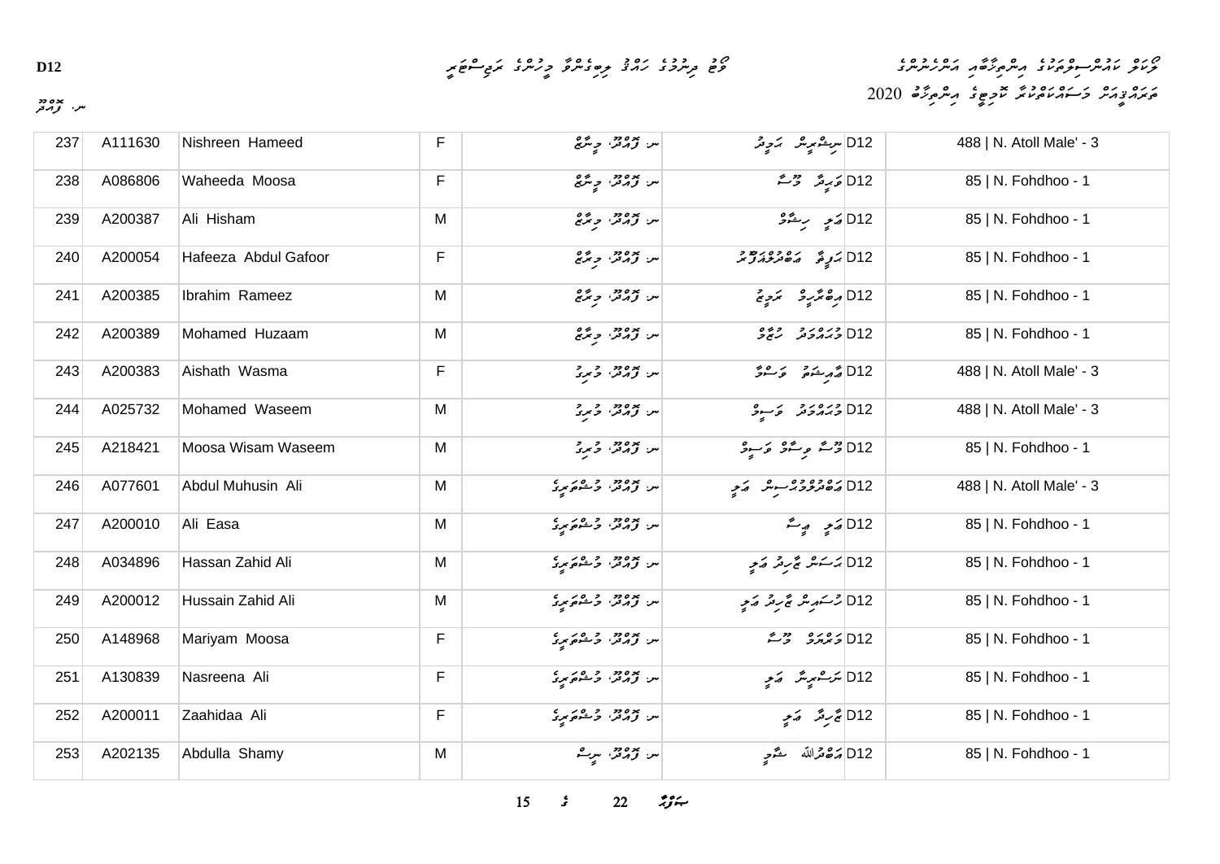| 237 | A111630 | Nishreen Hameed | F | س. ޤުއޫދޫ، ވިނަރެ | D12 ނިޝްރީނާ ހަމީދު | 488 \| N. Atoll Male' - 3 |
|---|---|---|---|---|---|---|
| 238 | A086806 | Waheeda Moosa | F | س. ޤުއޫދޫ، ވިނަރެ | D12 ވަހީދާ މޫސާ | 85 \| N. Fohdhoo - 1 |
| 239 | A200387 | Ali Hisham | M | س. ޤުއޫދޫ، ވިދާޑު | D12 އަލި ހިޝާމް | 85 \| N. Fohdhoo - 1 |
| 240 | A200054 | Hafeeza Abdul Gafoor | F | س. ޤުއޫދޫ، ވިދާޑު | D12 ހަފީޒާ އަބްދުލްޣަފޫރު | 85 \| N. Fohdhoo - 1 |
| 241 | A200385 | Ibrahim Rameez | M | س. ޤުއޫދޫ، ވިދާޑު | D12 އިބްރާހީމް ރަމީޒު | 85 \| N. Fohdhoo - 1 |
| 242 | A200389 | Mohamed Huzaam | M | س. ޤުއޫދޫ، ވިދާޑު | D12 މުހައްމަދު ހުޒާމް | 85 \| N. Fohdhoo - 1 |
| 243 | A200383 | Aishath Wasma | F | س. ޤުއޫދޫ، ވެރިމާ | D12 އާއިޝަތު ވަސްމާ | 488 \| N. Atoll Male' - 3 |
| 244 | A025732 | Mohamed Waseem | M | س. ޤުއޫދޫ، ވެރިމާ | D12 މުހައްމަދު ވަސީމް | 488 \| N. Atoll Male' - 3 |
| 245 | A218421 | Moosa Wisam Waseem | M | س. ޤުއޫދޫ، ވެރިމާ | D12 މޫސާ ވިސާމް ވަސީމް | 85 \| N. Fohdhoo - 1 |
| 246 | A077601 | Abdul Muhusin Ali | M | س. ޤުއޫދޫ، ވިސްތަރިގެ | D12 އަބްދުލްމުޙުސިން އަލި | 488 \| N. Atoll Male' - 3 |
| 247 | A200010 | Ali Easa | M | س. ޤުއޫދޫ، ވިސްތަރިގެ | D12 އަލި ޢީސާ | 85 \| N. Fohdhoo - 1 |
| 248 | A034896 | Hassan Zahid Ali | M | س. ޤުއޫދޫ، ވިސްތަރިގެ | D12 ހަސަން ޒާހިދު އަލި | 85 \| N. Fohdhoo - 1 |
| 249 | A200012 | Hussain Zahid Ali | M | س. ޤުއޫދޫ، ވިސްތަރިގެ | D12 ހުސައިން ޒާހިދު އަލި | 85 \| N. Fohdhoo - 1 |
| 250 | A148968 | Mariyam Moosa | F | س. ޤުއޫދޫ، ވިސްތަރިގެ | D12 މަރިޔަމް މޫސާ | 85 \| N. Fohdhoo - 1 |
| 251 | A130839 | Nasreena Ali | F | س. ޤުއޫދޫ، ވިސްތަރިގެ | D12 ނަސްރީނާ އަލި | 85 \| N. Fohdhoo - 1 |
| 252 | A200011 | Zaahidaa Ali | F | س. ޤުއޫދޫ، ވިސްތަރިގެ | D12 ޒާހިދާ އަލި | 85 \| N. Fohdhoo - 1 |
| 253 | A202135 | Abdulla Shamy | M | س. ޤުއޫދޫ، ސިރީ | D12 އަބްދުﷲ ޝާމީ | 85 \| N. Fohdhoo - 1 |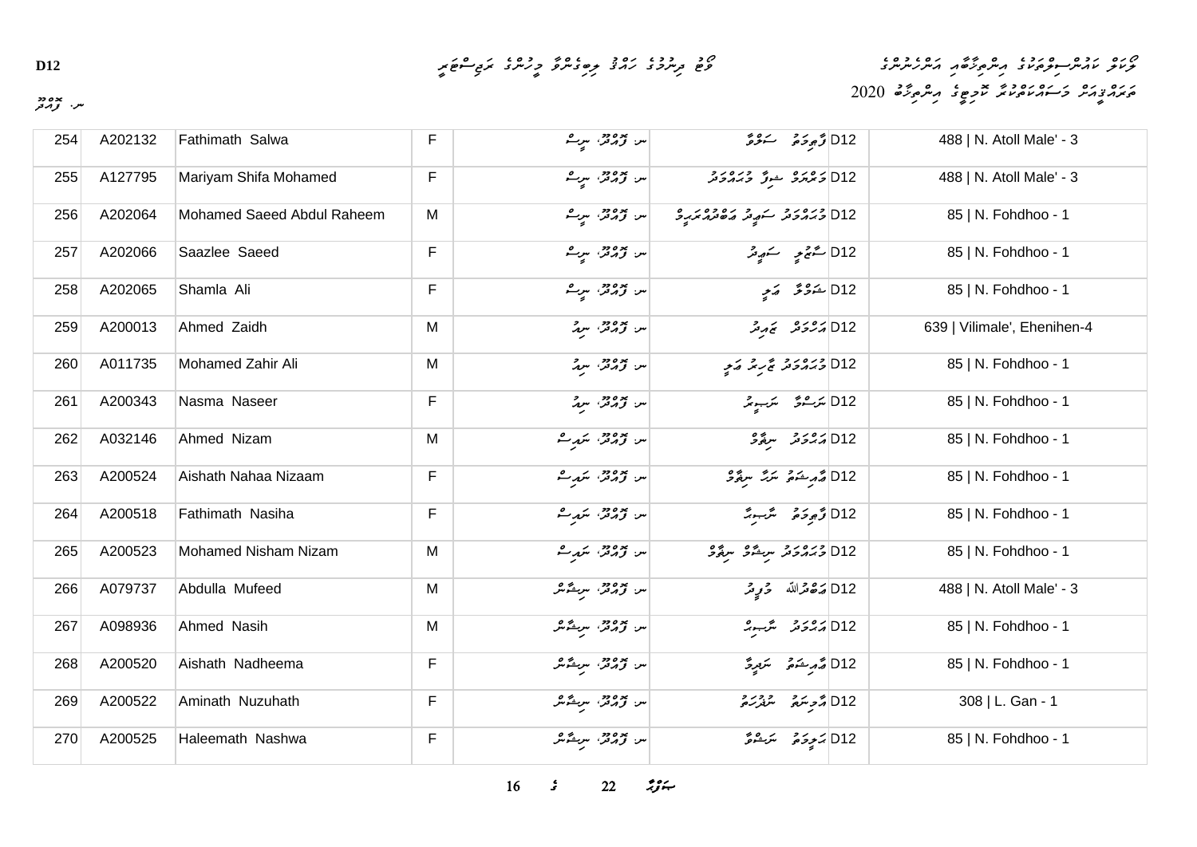| 254 | A202132 | Fathimath Salwa | F | س. ފުއްޓަރު، ސިހުނު | D12 ޒުލިއަފާ ސަލްވާ | 488 \| N. Atoll Male' - 3 |
|---|---|---|---|---|---|---|
| 255 | A127795 | Mariyam Shifa Mohamed | F | س. ފުއްޓަރު، ސިހުނު | D12 މަރިޔަމް ޝިފާ މުޙައްމަދު | 488 \| N. Atoll Male' - 3 |
| 256 | A202064 | Mohamed Saeed Abdul Raheem | M | س. ފުއްޓަރު، ސިހުނު | D12 މުޙައްމަދު ސަޢީދު ޢަބްދުއްރަޙީމް | 85 \| N. Fohdhoo - 1 |
| 257 | A202066 | Saazlee Saeed | F | س. ފުއްޓަރު، ސިހުނު | D12 ސާޒްލީ ސަޢީދު | 85 \| N. Fohdhoo - 1 |
| 258 | A202065 | Shamla Ali | F | س. ފުއްޓަރު، ސިހުނު | D12 ޝަމްލާ ޢަލީ | 85 \| N. Fohdhoo - 1 |
| 259 | A200013 | Ahmed Zaidh | M | س. ފުއްޓަރު، ސިޔާ | D12 އަޙްމަދު ޒާއިދު | 639 \| Vilimale', Ehenihen-4 |
| 260 | A011735 | Mohamed Zahir Ali | M | س. ފުއްޓަރު، ސިޔާ | D12 މުޙައްމަދު ޒާހިރު ޢަލީ | 85 \| N. Fohdhoo - 1 |
| 261 | A200343 | Nasma Naseer | F | س. ފުއްޓަރު، ސިޔާ | D12 ނަސްމާ ނަސީރު | 85 \| N. Fohdhoo - 1 |
| 262 | A032146 | Ahmed Nizam | M | س. ފުއްޓަރު، ނަދީސް | D12 އަޙްމަދު ނިޒާމް | 85 \| N. Fohdhoo - 1 |
| 263 | A200524 | Aishath Nahaa Nizaam | F | س. ފުއްޓަރު، ނަދީސް | D12 ޢާއިޝަތު ނަހާ ނިޒާމް | 85 \| N. Fohdhoo - 1 |
| 264 | A200518 | Fathimath Nasiha | F | س. ފުއްޓަރު، ނަދީސް | D12 ފާޠިމަތު ނާސިހާ | 85 \| N. Fohdhoo - 1 |
| 265 | A200523 | Mohamed Nisham Nizam | M | س. ފުއްޓަރު، ނަދީސް | D12 މުޙައްމަދު ނިޝާމް ނިޒާމް | 85 \| N. Fohdhoo - 1 |
| 266 | A079737 | Abdulla Mufeed | M | س. ފުއްޓަރު، ސިނާމާން | D12 ޢަބްދުﷲ މުފީދު | 488 \| N. Atoll Male' - 3 |
| 267 | A098936 | Ahmed Nasih | M | س. ފުއްޓަރު، ސިނާމާން | D12 އަޙްމަދު ނާސިހު | 85 \| N. Fohdhoo - 1 |
| 268 | A200520 | Aishath Nadheema | F | س. ފުއްޓަރު، ސިނާމާން | D12 ޢާއިޝަތު ނަދީމާ | 85 \| N. Fohdhoo - 1 |
| 269 | A200522 | Aminath Nuzuhath | F | س. ފުއްޓަރު، ސިނާމާން | D12 އާމިނަތު ނުޒުހަތު | 308 \| L. Gan - 1 |
| 270 | A200525 | Haleemath Nashwa | F | س. ފުއްޓަރު، ސިނާމާން | D12 ހަލީމަތު ނަޝްވާ | 85 \| N. Fohdhoo - 1 |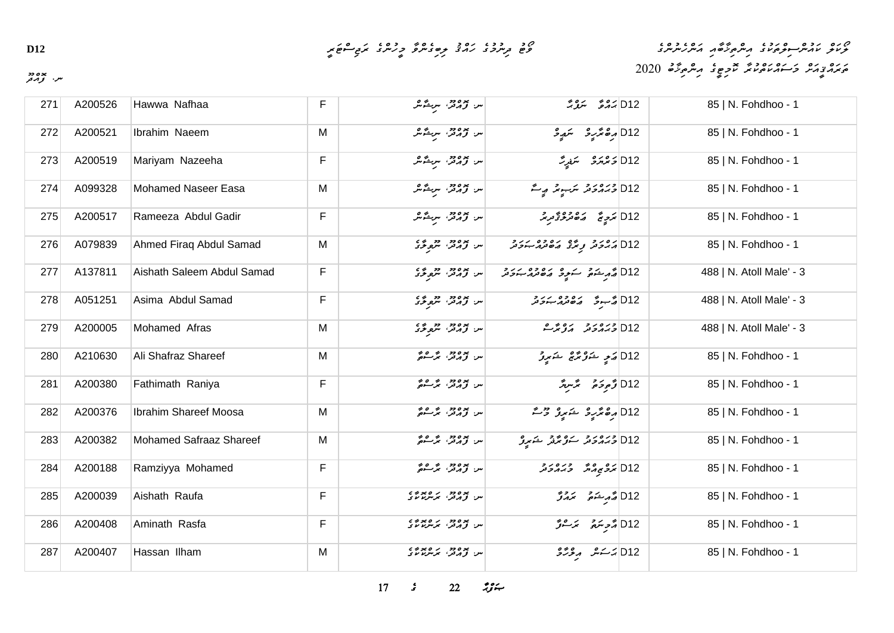| 271 | A200526 | Hawwa Nafhaa | F | ނ. ފޮއްދޫ، ނިޝާނާ | D12 ހައްވާ ނަފްހާ | 85 \| N. Fohdhoo - 1 |
|---|---|---|---|---|---|---|
| 272 | A200521 | Ibrahim Naeem | M | ނ. ފޮއްދޫ، ނިޝާނާ | D12 އިބްރާހީމް ނައީމް | 85 \| N. Fohdhoo - 1 |
| 273 | A200519 | Mariyam Nazeeha | F | ނ. ފޮއްދޫ، ނިޝާނާ | D12 މަރިޔަމް ނަޒީހާ | 85 \| N. Fohdhoo - 1 |
| 274 | A099328 | Mohamed Naseer Easa | M | ނ. ފޮއްދޫ، ނިޝާނާ | D12 މުހައްމަދު ނަސީރު ޢީސާ | 85 \| N. Fohdhoo - 1 |
| 275 | A200517 | Rameeza Abdul Gadir | F | ނ. ފޮއްދޫ، ނިޝާނާ | D12 ރަމީޒާ ޢަބްދުލްޤާދިރު | 85 \| N. Fohdhoo - 1 |
| 276 | A079839 | Ahmed Firaq Abdul Samad | M | ނ. ފޮއްދޫ، ނޫރީވާގެ | D12 އަހްމަދު ފިރާޤު ޢަބްދުއްސަމަދު | 85 \| N. Fohdhoo - 1 |
| 277 | A137811 | Aishath Saleem Abdul Samad | F | ނ. ފޮއްދޫ، ނޫރީވާގެ | D12 އާއިޝަތު ސަލީމް ޢަބްދުއްސަމަދު | 488 \| N. Atoll Male' - 3 |
| 278 | A051251 | Asima Abdul Samad | F | ނ. ފޮއްދޫ، ނޫރީވާގެ | D12 އާސިމާ ޢަބްދުއްސަމަދު | 488 \| N. Atoll Male' - 3 |
| 279 | A200005 | Mohamed Afras | M | ނ. ފޮއްދޫ، ނޫރީވާގެ | D12 މުހައްމަދު އަފްރާސް | 488 \| N. Atoll Male' - 3 |
| 280 | A210630 | Ali Shafraz Shareef | M | ނ. ފޮއްދޫ، ރާސްތާ | D12 ޢަލީ ޝަފްރާޒު ޝަރީފު | 85 \| N. Fohdhoo - 1 |
| 281 | A200380 | Fathimath Raniya | F | ނ. ފޮއްދޫ، ރާސްތާ | D12 ފާތިމަތު ރާނިޔާ | 85 \| N. Fohdhoo - 1 |
| 282 | A200376 | Ibrahim Shareef Moosa | M | ނ. ފޮއްދޫ، ރާސްތާ | D12 އިބްރާހީމް ޝަރީފު މޫސާ | 85 \| N. Fohdhoo - 1 |
| 283 | A200382 | Mohamed Safraaz Shareef | M | ނ. ފޮއްދޫ، ރާސްތާ | D12 މުހައްމަދު ސަފްރާޒު ޝަރީފު | 85 \| N. Fohdhoo - 1 |
| 284 | A200188 | Ramziyya Mohamed | F | ނ. ފޮއްދޫ، ރާސްތާ | D12 ރަމްޒިއްޔާ މުހައްމަދު | 85 \| N. Fohdhoo - 1 |
| 285 | A200039 | Aishath Raufa | F | ނ. ފޮއްދޫ، ރަންނަބަގީ | D12 އާއިޝަތު ރައުފާ | 85 \| N. Fohdhoo - 1 |
| 286 | A200408 | Aminath Rasfa | F | ނ. ފޮއްދޫ، ރަންނަބަގީ | D12 އާމިނަތު ރަސްފާ | 85 \| N. Fohdhoo - 1 |
| 287 | A200407 | Hassan Ilham | M | ނ. ފޮއްދޫ، ރަންނަބަގީ | D12 ހަސަން އިލްހާމް | 85 \| N. Fohdhoo - 1 |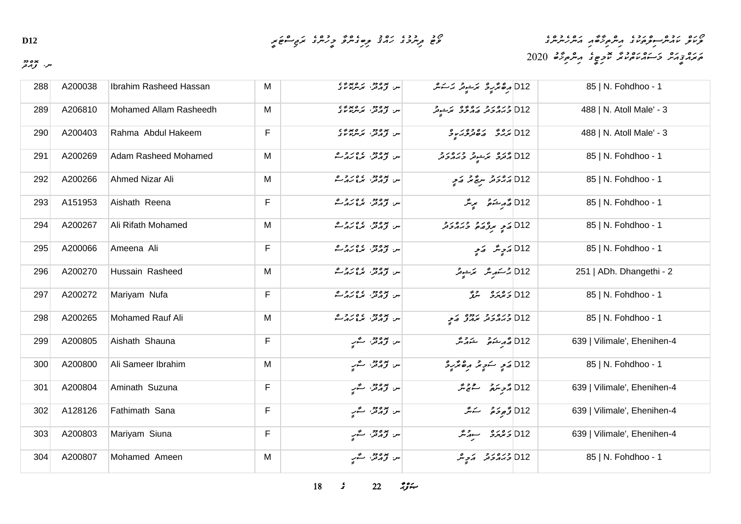| 288 | A200038 | Ibrahim Rasheed Hassan | M | ސ. ފޮއްދޫ، ރަންނަކާގެ | D12 އިބްރާހީމް ރަޝީދު ހަސަން | 85 \| N. Fohdhoo - 1 |
|---|---|---|---|---|---|---|
| 289 | A206810 | Mohamed Allam Rasheedh | M | ސ. ފޮއްދޫ، ރަންނަކާގެ | D12 މުހައްމަދު އައްލާމް ރަޝީދު | 488 \| N. Atoll Male' - 3 |
| 290 | A200403 | Rahma Abdul Hakeem | F | ސ. ފޮއްދޫ، ރަންނަކާގެ | D12 ރަޙްމާ ޢަބްދުލްޙަކީމް | 488 \| N. Atoll Male' - 3 |
| 291 | A200269 | Adam Rasheed Mohamed | M | ސ. ފޮއްދޫ، ރީގަހަށް | D12 އާދަމް ރަޝީދު މުހައްމަދު | 85 \| N. Fohdhoo - 1 |
| 292 | A200266 | Ahmed Nizar Ali | M | ސ. ފޮއްދޫ، ރީގަހަށް | D12 އަހްމަދު ނިޒާރު ޢަލީ | 85 \| N. Fohdhoo - 1 |
| 293 | A151953 | Aishath Reena | F | ސ. ފޮއްދޫ، ރީގަހަށް | D12 އާއިޝަތު ރީނާ | 85 \| N. Fohdhoo - 1 |
| 294 | A200267 | Ali Rifath Mohamed | M | ސ. ފޮއްދޫ، ރީގަހަށް | D12 ޢަލީ ރިފްޢަތު މުހައްމަދު | 85 \| N. Fohdhoo - 1 |
| 295 | A200066 | Ameena Ali | F | ސ. ފޮއްދޫ، ރީގަހަށް | D12 އަމީނާ ޢަލީ | 85 \| N. Fohdhoo - 1 |
| 296 | A200270 | Hussain Rasheed | M | ސ. ފޮއްދޫ، ރީގަހަށް | D12 ހުސައިން ރަޝީދު | 251 \| ADh. Dhangethi - 2 |
| 297 | A200272 | Mariyam Nufa | F | ސ. ފޮއްދޫ، ރީގަހަށް | D12 މަރިޔަމް ނުފާ | 85 \| N. Fohdhoo - 1 |
| 298 | A200265 | Mohamed Rauf Ali | M | ސ. ފޮއްދޫ، ރީގަހަށް | D12 މުހައްމަދު ރައުފް ޢަލީ | 85 \| N. Fohdhoo - 1 |
| 299 | A200805 | Aishath Shauna | F | ސ. ފޮއްދޫ، ސާދި | D12 އާއިޝަތު ޝައުނާ | 639 \| Vilimale', Ehenihen-4 |
| 300 | A200800 | Ali Sameer Ibrahim | M | ސ. ފޮއްދޫ، ސާދި | D12 ޢަލީ ސަމީރު އިބްރާހީމް | 85 \| N. Fohdhoo - 1 |
| 301 | A200804 | Aminath Suzuna | F | ސ. ފޮއްދޫ، ސާދި | D12 އާމިނަތު ސުޒޫނާ | 639 \| Vilimale', Ehenihen-4 |
| 302 | A128126 | Fathimath Sana | F | ސ. ފޮއްދޫ، ސާދި | D12 ފާތިމަތު ސަނާ | 639 \| Vilimale', Ehenihen-4 |
| 303 | A200803 | Mariyam Siuna | F | ސ. ފޮއްދޫ، ސާދި | D12 މަރިޔަމް ސިއުނާ | 639 \| Vilimale', Ehenihen-4 |
| 304 | A200807 | Mohamed Ameen | M | ސ. ފޮއްދޫ، ސާދި | D12 މުހައްމަދު އަމީން | 85 \| N. Fohdhoo - 1 |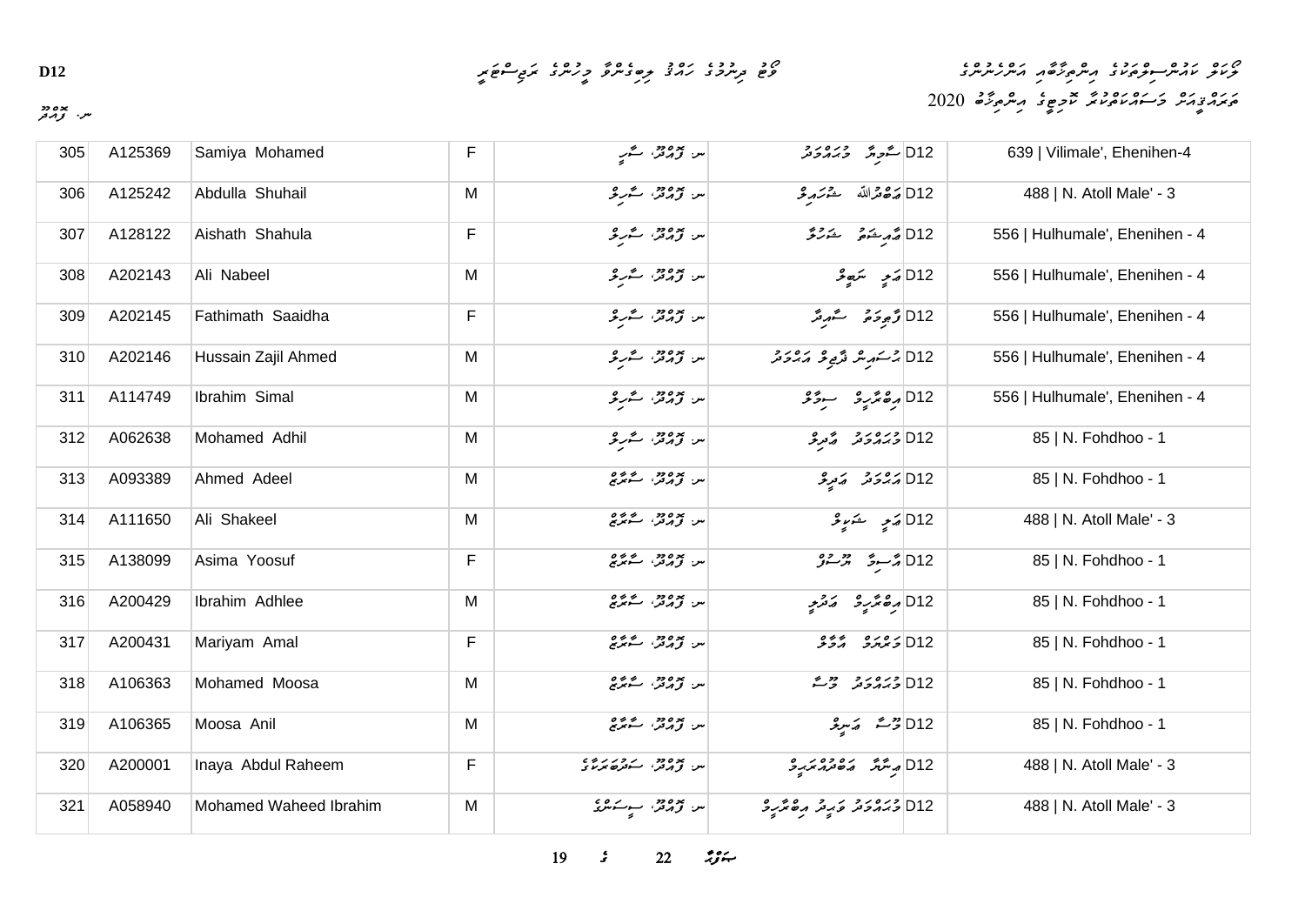| 305 | A125369 | Samiya Mohamed | F | س. ޤުރުދޫ، ސާރީ | D12 ސާމިޔާ މުހައްމަދު | 639 \| Vilimale', Ehenihen-4 |
|---|---|---|---|---|---|---|
| 306 | A125242 | Abdulla Shuhail | M | س. ޤުރުދޫ، ސާރިލް | D12 އަބްދުﷲ ޝުހައިލް | 488 \| N. Atoll Male' - 3 |
| 307 | A128122 | Aishath Shahula | F | س. ޤުރުދޫ، ސާރިލް | D12 އާއިޝަތު ޝަހުލާ | 556 \| Hulhumale', Ehenihen - 4 |
| 308 | A202143 | Ali Nabeel | M | س. ޤުރުދޫ، ސާރިލް | D12 އަލި ނަބީލް | 556 \| Hulhumale', Ehenihen - 4 |
| 309 | A202145 | Fathimath Saaidha | F | س. ޤުރުދޫ، ސާރިލް | D12 ފާތިމަތު ސާއިދާ | 556 \| Hulhumale', Ehenihen - 4 |
| 310 | A202146 | Hussain Zajil Ahmed | M | س. ޤުރުދޫ، ސާރިލް | D12 ހުސައިން ޒާޖިލް އަހްމަދު | 556 \| Hulhumale', Ehenihen - 4 |
| 311 | A114749 | Ibrahim Simal | M | س. ޤުރުދޫ، ސާރިލް | D12 އިބްރާހީމް ސިމާލް | 556 \| Hulhumale', Ehenihen - 4 |
| 312 | A062638 | Mohamed Adhil | M | س. ޤުރުދޫ، ސާރިލް | D12 މުހައްމަދު އާދިލް | 85 \| N. Fohdhoo - 1 |
| 313 | A093389 | Ahmed Adeel | M | س. ޤުރުދޫ، ސާނަޒް | D12 އަހްމަދު އަދީލް | 85 \| N. Fohdhoo - 1 |
| 314 | A111650 | Ali Shakeel | M | س. ޤުރުދޫ، ސާނަޒް | D12 އަލި ޝަކީލް | 488 \| N. Atoll Male' - 3 |
| 315 | A138099 | Asima Yoosuf | F | س. ޤުރުދޫ، ސާނަޒް | D12 އާސިމާ ޔޫސުފް | 85 \| N. Fohdhoo - 1 |
| 316 | A200429 | Ibrahim Adhlee | M | س. ޤުރުދޫ، ސާނަޒް | D12 އިބްރާހީމް އަދްލީ | 85 \| N. Fohdhoo - 1 |
| 317 | A200431 | Mariyam Amal | F | س. ޤުރުދޫ، ސާނަޒް | D12 މަރިޔަމް އަމާލް | 85 \| N. Fohdhoo - 1 |
| 318 | A106363 | Mohamed Moosa | M | س. ޤުރުދޫ، ސާނަޒް | D12 މުހައްމަދު މޫސާ | 85 \| N. Fohdhoo - 1 |
| 319 | A106365 | Moosa Anil | M | س. ޤުރުދޫ، ސާނަޒް | D12 މޫސާ އަނިލް | 85 \| N. Fohdhoo - 1 |
| 320 | A200001 | Inaya Abdul Raheem | F | س. ޤުރުދޫ، ސަރުބަހާރުގެ | D12 އިނާޔާ އަބްދުއްރަހީމް | 488 \| N. Atoll Male' - 3 |
| 321 | A058940 | Mohamed Waheed Ibrahim | M | س. ޤުރުދޫ، ސިލްވަރސް | D12 މުހައްމަދު ވަހީދު އިބްރާހީމް | 488 \| N. Atoll Male' - 3 |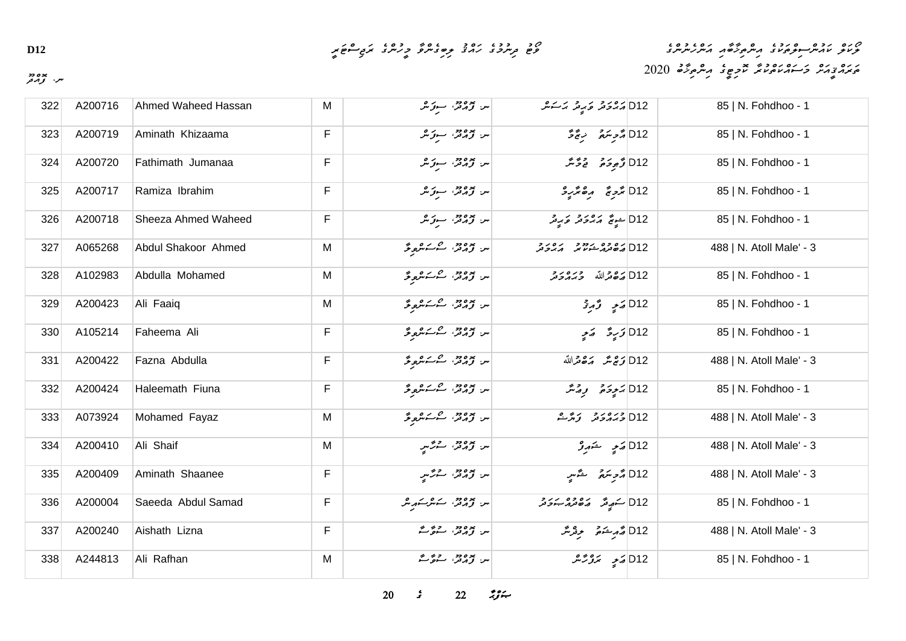| 322 | A200716 | Ahmed Waheed Hassan | M | س. ފޮއްދޫ، ސިލްވަން | D12 އަޙްމަދު ވަޙީދު ޙަސަން | 85 \| N. Fohdhoo - 1 |
|---|---|---|---|---|---|---|
| 323 | A200719 | Aminath Khizaama | F | س. ފޮއްދޫ، ސިލްވަން | D12 އާމިނަތު ޚިޒާމާ | 85 \| N. Fohdhoo - 1 |
| 324 | A200720 | Fathimath Jumanaa | F | س. ފޮއްދޫ، ސިލްވަން | D12 ފާތިމަތު ޖުމަނާ | 85 \| N. Fohdhoo - 1 |
| 325 | A200717 | Ramiza Ibrahim | F | س. ފޮއްދޫ، ސިލްވަން | D12 ރާމިޒާ އިބްރާހީމް | 85 \| N. Fohdhoo - 1 |
| 326 | A200718 | Sheeza Ahmed Waheed | F | س. ފޮއްދޫ، ސިލްވަން | D12 ޝީޒާ އަޙްމަދު ވަޙީދު | 85 \| N. Fohdhoo - 1 |
| 327 | A065268 | Abdul Shakoor Ahmed | M | س. ފޮއްދޫ، ސުސަންރޯޒް | D12 އަބްދުއްޝަކޫރު އަޙްމަދު | 488 \| N. Atoll Male' - 3 |
| 328 | A102983 | Abdulla Mohamed | M | س. ފޮއްދޫ، ސުސަންރޯޒް | D12 އަބްދުﷲ މުޙައްމަދު | 85 \| N. Fohdhoo - 1 |
| 329 | A200423 | Ali Faaiq | M | س. ފޮއްދޫ، ސުސަންރޯޒް | D12 އަލީ ފާއިޤު | 85 \| N. Fohdhoo - 1 |
| 330 | A105214 | Faheema Ali | F | س. ފޮއްދޫ، ސުސަންރޯޒް | D12 ފަހީމާ އަލީ | 85 \| N. Fohdhoo - 1 |
| 331 | A200422 | Fazna Abdulla | F | س. ފޮއްދޫ، ސުސަންރޯޒް | D12 ފަޒްނާ އަބްދުﷲ | 488 \| N. Atoll Male' - 3 |
| 332 | A200424 | Haleemath Fiuna | F | س. ފޮއްދޫ، ސުސަންރޯޒް | D12 ހަލީމަތު ފިއުނާ | 85 \| N. Fohdhoo - 1 |
| 333 | A073924 | Mohamed Fayaz | M | س. ފޮއްދޫ، ސުސަންރޯޒް | D12 މުޙައްމަދު ފައްޔާޒް | 488 \| N. Atoll Male' - 3 |
| 334 | A200410 | Ali Shaif | M | س. ފޮއްދޫ، ސުހާނީ | D12 އަލީ ޝައިފު | 488 \| N. Atoll Male' - 3 |
| 335 | A200409 | Aminath Shaanee | F | س. ފޮއްދޫ، ސުހާނީ | D12 އާމިނަތު ޝާނީ | 488 \| N. Atoll Male' - 3 |
| 336 | A200004 | Saeeda Abdul Samad | F | س. ފޮއްދޫ، ސަންސަހަރާ | D12 ސައީދާ އަބްދުއްސަމަދު | 85 \| N. Fohdhoo - 1 |
| 337 | A200240 | Aishath Lizna | F | س. ފޮއްދޫ، ސުވާސާ | D12 އާއިޝަތު ލިޒްނާ | 488 \| N. Atoll Male' - 3 |
| 338 | A244813 | Ali Rafhan | M | س. ފޮއްދޫ، ސުވާސާ | D12 އަލީ ރަފްހާން | 85 \| N. Fohdhoo - 1 |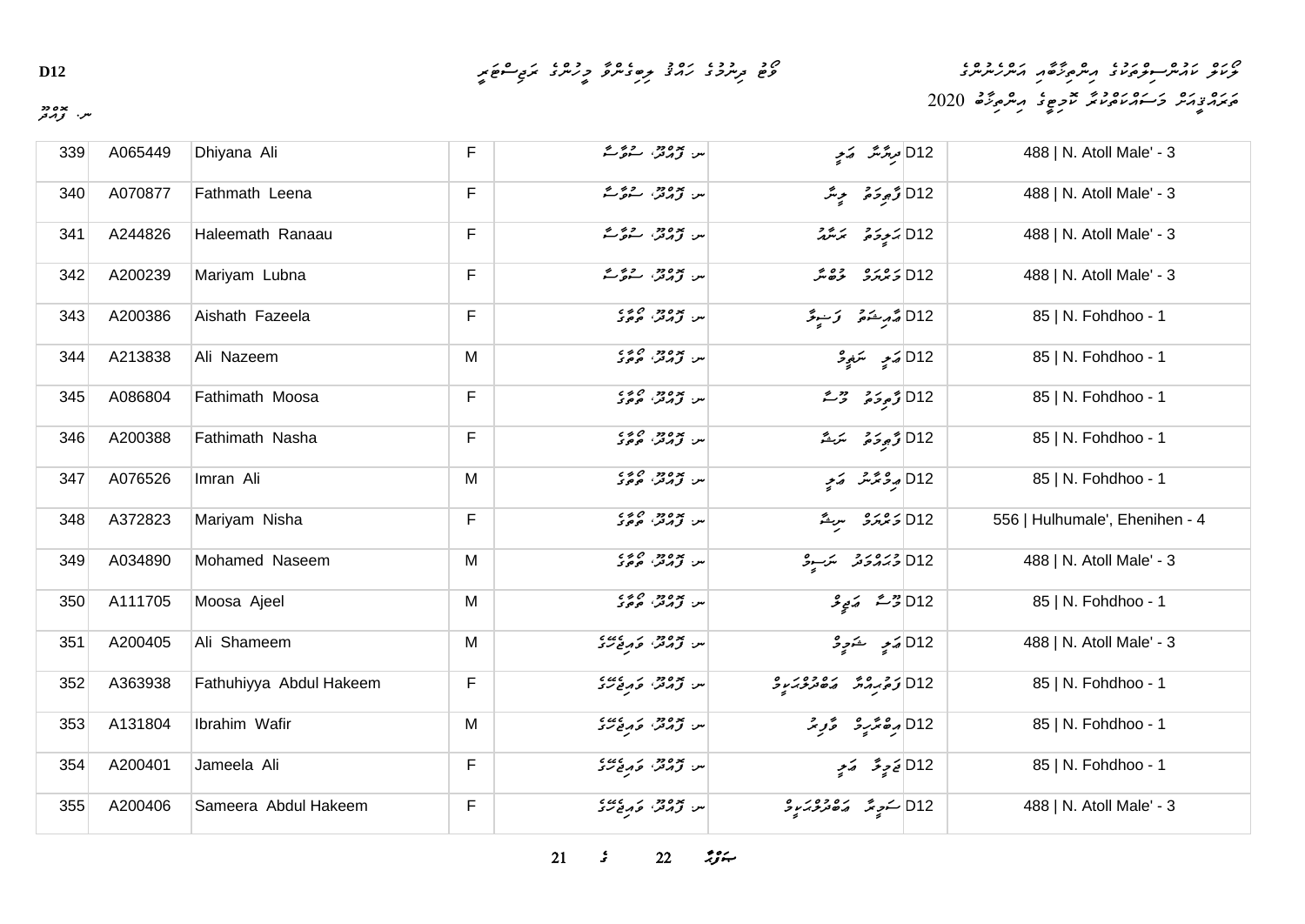| 339 | A065449 | Dhiyana Ali | F | س. ޏޮޅުދޫ، ސަރުވާސް | D12 ދިޔާނާ ޢަލީ | 488 \| N. Atoll Male' - 3 |
|---|---|---|---|---|---|---|
| 340 | A070877 | Fathmath Leena | F | س. ޏޮޅުދޫ، ސަރުވާސް | D12 ފާތިމަތު ލީނާ | 488 \| N. Atoll Male' - 3 |
| 341 | A244826 | Haleemath Ranaau | F | س. ޏޮޅުދޫ، ސަރުވާސް | D12 ހަލީމަތު ރަނާއު | 488 \| N. Atoll Male' - 3 |
| 342 | A200239 | Mariyam Lubna | F | س. ޏޮޅުދޫ، ސަރުވާސް | D12 މަރިޔަމް ލުބްނާ | 488 \| N. Atoll Male' - 3 |
| 343 | A200386 | Aishath Fazeela | F | س. ޏޮޅުދޫ، ތަރަގީ | D12 އާއިޝަތު ފަޒީލާ | 85 \| N. Fohdhoo - 1 |
| 344 | A213838 | Ali Nazeem | M | س. ޏޮޅުދޫ، ތަރަގީ | D12 އަލީ ނަޒީމް | 85 \| N. Fohdhoo - 1 |
| 345 | A086804 | Fathimath Moosa | F | س. ޏޮޅުދޫ، ތަރަގީ | D12 ފާތިމަތު މޫސާ | 85 \| N. Fohdhoo - 1 |
| 346 | A200388 | Fathimath Nasha | F | س. ޏޮޅުދޫ، ތަރަގީ | D12 ފާތިމަތު ނަޝާ | 85 \| N. Fohdhoo - 1 |
| 347 | A076526 | Imran Ali | M | س. ޏޮޅުދޫ، ތަރަގީ | D12 އިމްރާން އަލީ | 85 \| N. Fohdhoo - 1 |
| 348 | A372823 | Mariyam Nisha | F | س. ޏޮޅުދޫ، ތަރަގީ | D12 މަރިޔަމް ނިޝާ | 556 \| Hulhumale', Ehenihen - 4 |
| 349 | A034890 | Mohamed Naseem | M | س. ޏޮޅުދޫ، ތަރަގީ | D12 މުހައްމަދު ނަސީމް | 488 \| N. Atoll Male' - 3 |
| 350 | A111705 | Moosa Ajeel | M | س. ޏޮޅުދޫ، ތަރަގީ | D12 މޫސާ އަޖީލް | 85 \| N. Fohdhoo - 1 |
| 351 | A200405 | Ali Shameem | M | س. ޏޮޅުދޫ، ވައިޖެހޭގެ | D12 އަލީ ޝަމީމް | 488 \| N. Atoll Male' - 3 |
| 352 | A363938 | Fathuhiyya Abdul Hakeem | F | س. ޏޮޅުދޫ، ވައިޖެހޭގެ | D12 ފަތުހިއްޔާ އަބްދުލްހަކީމް | 85 \| N. Fohdhoo - 1 |
| 353 | A131804 | Ibrahim Wafir | M | س. ޏޮޅުދޫ، ވައިޖެހޭގެ | D12 އިބްރާހީމް ވާފިރު | 85 \| N. Fohdhoo - 1 |
| 354 | A200401 | Jameela Ali | F | س. ޏޮޅުދޫ، ވައިޖެހޭގެ | D12 ޖަމީލާ އަލީ | 85 \| N. Fohdhoo - 1 |
| 355 | A200406 | Sameera Abdul Hakeem | F | س. ޏޮޅުދޫ، ވައިޖެހޭގެ | D12 ސަމީރާ އަބްދުލްހަކީމް | 488 \| N. Atoll Male' - 3 |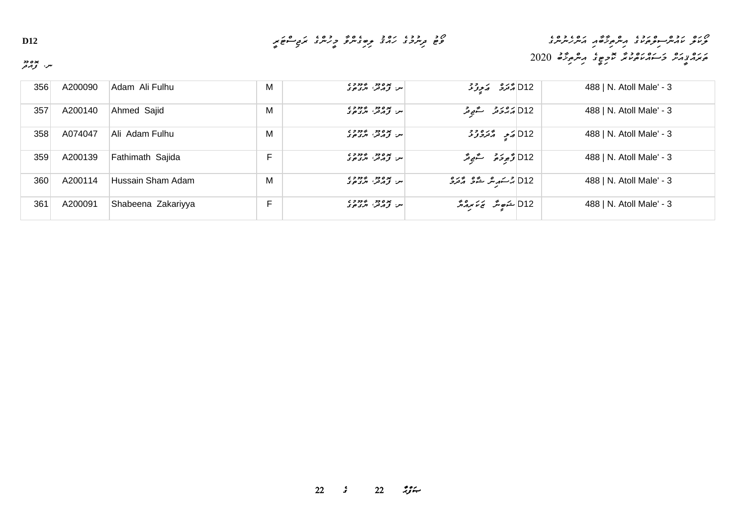D12

ޕާކާލަ ހުރިހައިރާއްޖެ ރަޖިސްޓްރީ ކުރުމުގެ ވޯޓުލާ 2020

ސ. ފޭދޫ

| | | | | | | |
|---|---|---|---|---|---|---|
| 356 | A200090 | Adam Ali Fulhu | M | ސ. ފޭދޫ، އާފާގެ | D12 އާދަމް އަލިފުޅު | 488 \| N. Atoll Male' - 3 |
| 357 | A200140 | Ahmed Sajid | M | ސ. ފޭދޫ، އާފާގެ | D12 އަހުމަދު ސާޖިދު | 488 \| N. Atoll Male' - 3 |
| 358 | A074047 | Ali Adam Fulhu | M | ސ. ފޭދޫ، އާފާގެ | D12 އަލި އާދަމްފުޅު | 488 \| N. Atoll Male' - 3 |
| 359 | A200139 | Fathimath Sajida | F | ސ. ފޭދޫ، އާފާގެ | D12 ފާތިމަތު ސާޖިދާ | 488 \| N. Atoll Male' - 3 |
| 360 | A200114 | Hussain Sham Adam | M | ސ. ފޭދޫ، އާފާގެ | D12 ހުސައިން ޝާމް އާދަމް | 488 \| N. Atoll Male' - 3 |
| 361 | A200091 | Shabeena Zakariyya | F | ސ. ފޭދޫ، އާފާގެ | D12 ޝަބީނާ ޒަކަރިއްޔާ | 488 \| N. Atoll Male' - 3 |